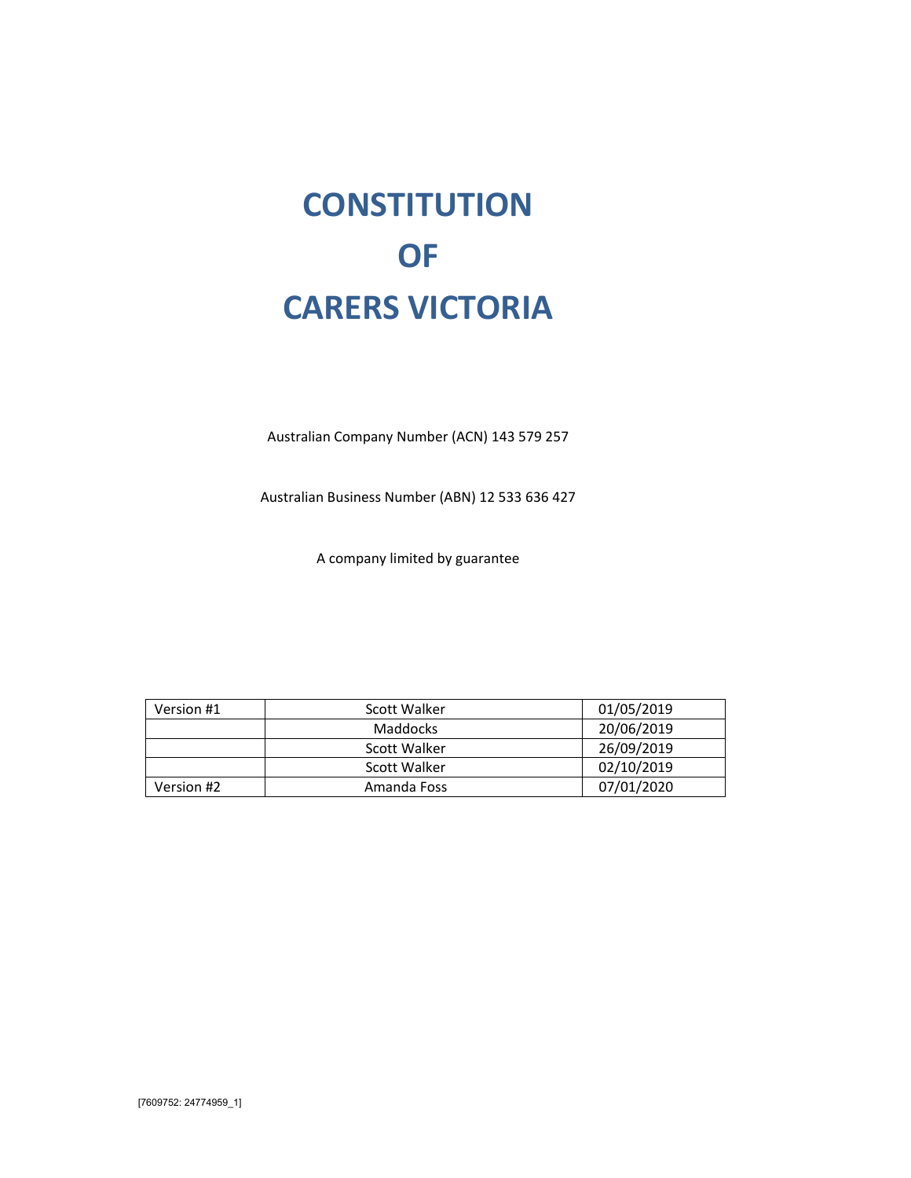# CONSTITUTION
# OF
# CARERS VICTORIA

Australian Company Number (ACN) 143 579 257

Australian Business Number (ABN) 12 533 636 427

A company limited by guarantee

| Version #1 | Scott Walker | 01/05/2019 |
| --- | --- | --- |
| | Maddocks | 20/06/2019 |
| | Scott Walker | 26/09/2019 |
| | Scott Walker | 02/10/2019 |
| Version #2 | Amanda Foss | 07/01/2020 |

[7609752: 24774959_1]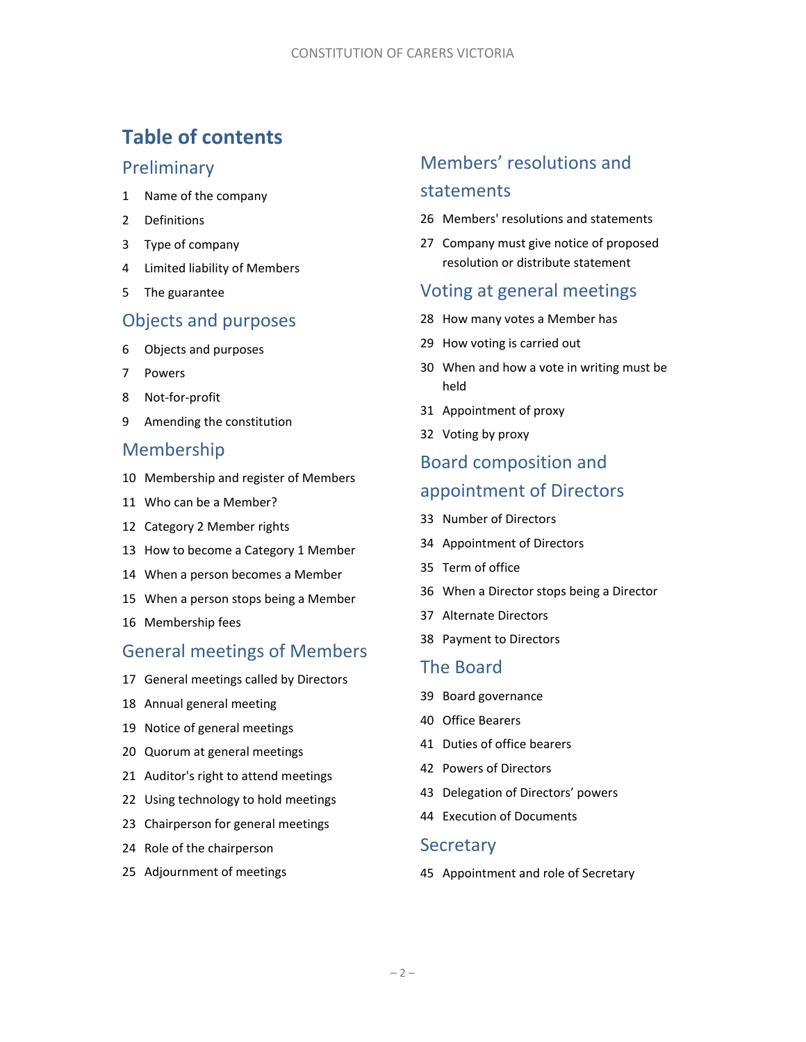# Table of contents

## Preliminary

1 Name of the company
2 Definitions
3 Type of company
4 Limited liability of Members
5 The guarantee

## Objects and purposes

6 Objects and purposes
7 Powers
8 Not-for-profit
9 Amending the constitution

## Membership

10 Membership and register of Members
11 Who can be a Member?
12 Category 2 Member rights
13 How to become a Category 1 Member
14 When a person becomes a Member
15 When a person stops being a Member
16 Membership fees

## General meetings of Members

17 General meetings called by Directors
18 Annual general meeting
19 Notice of general meetings
20 Quorum at general meetings
21 Auditor's right to attend meetings
22 Using technology to hold meetings
23 Chairperson for general meetings
24 Role of the chairperson
25 Adjournment of meetings

## Members' resolutions and statements

26 Members' resolutions and statements
27 Company must give notice of proposed resolution or distribute statement

## Voting at general meetings

28 How many votes a Member has
29 How voting is carried out
30 When and how a vote in writing must be held
31 Appointment of proxy
32 Voting by proxy

## Board composition and appointment of Directors

33 Number of Directors
34 Appointment of Directors
35 Term of office
36 When a Director stops being a Director
37 Alternate Directors
38 Payment to Directors

## The Board

39 Board governance
40 Office Bearers
41 Duties of office bearers
42 Powers of Directors
43 Delegation of Directors' powers
44 Execution of Documents

## Secretary

45 Appointment and role of Secretary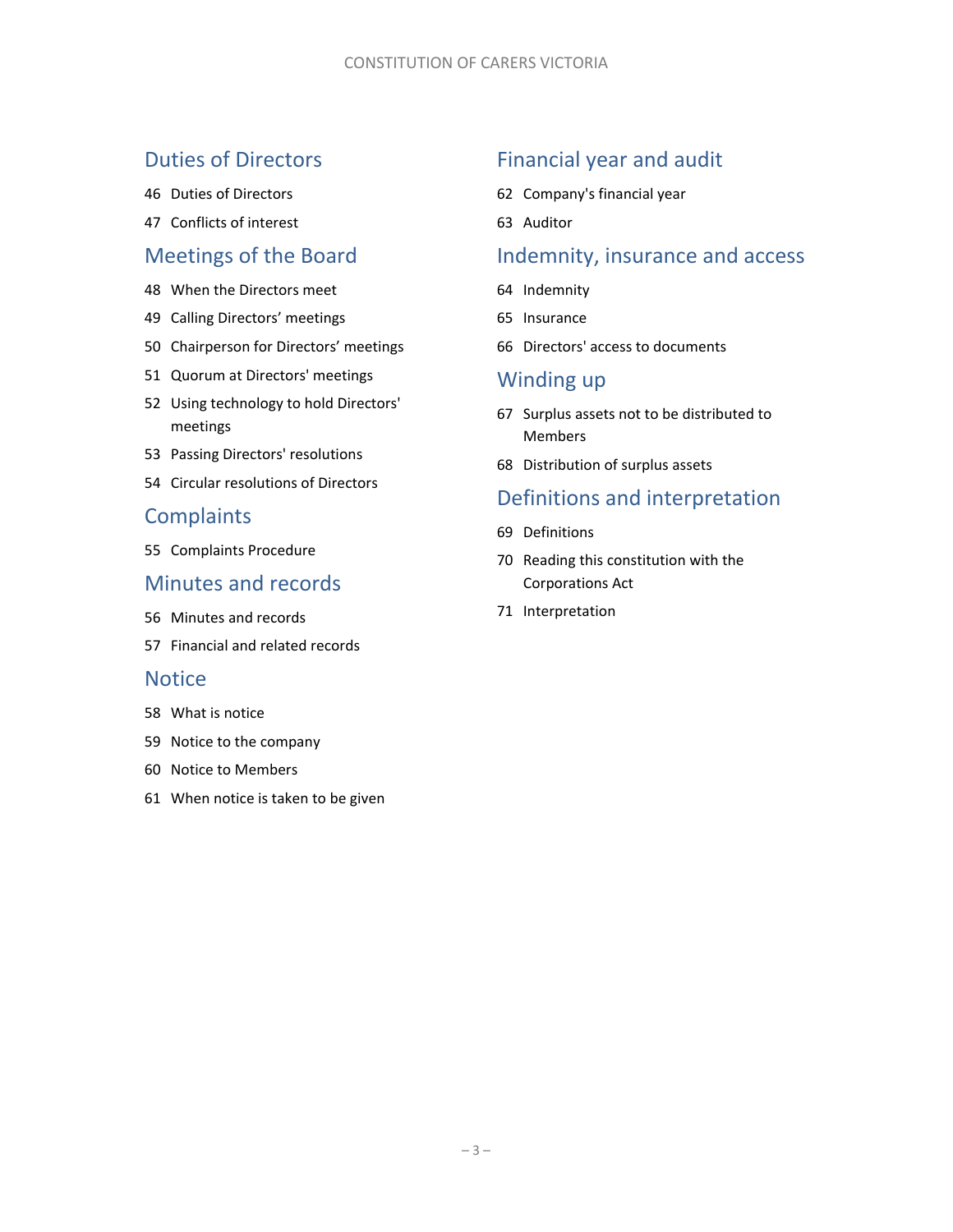## Duties of Directors

46 Duties of Directors

47 Conflicts of interest

## Meetings of the Board

48 When the Directors meet

49 Calling Directors' meetings

50 Chairperson for Directors' meetings

51 Quorum at Directors' meetings

52 Using technology to hold Directors' meetings

53 Passing Directors' resolutions

54 Circular resolutions of Directors

## Complaints

55 Complaints Procedure

## Minutes and records

56 Minutes and records

57 Financial and related records

## Notice

58 What is notice

59 Notice to the company

60 Notice to Members

61 When notice is taken to be given

## Financial year and audit

62 Company's financial year

63 Auditor

## Indemnity, insurance and access

64 Indemnity

65 Insurance

66 Directors' access to documents

## Winding up

67 Surplus assets not to be distributed to Members

68 Distribution of surplus assets

## Definitions and interpretation

69 Definitions

70 Reading this constitution with the Corporations Act

71 Interpretation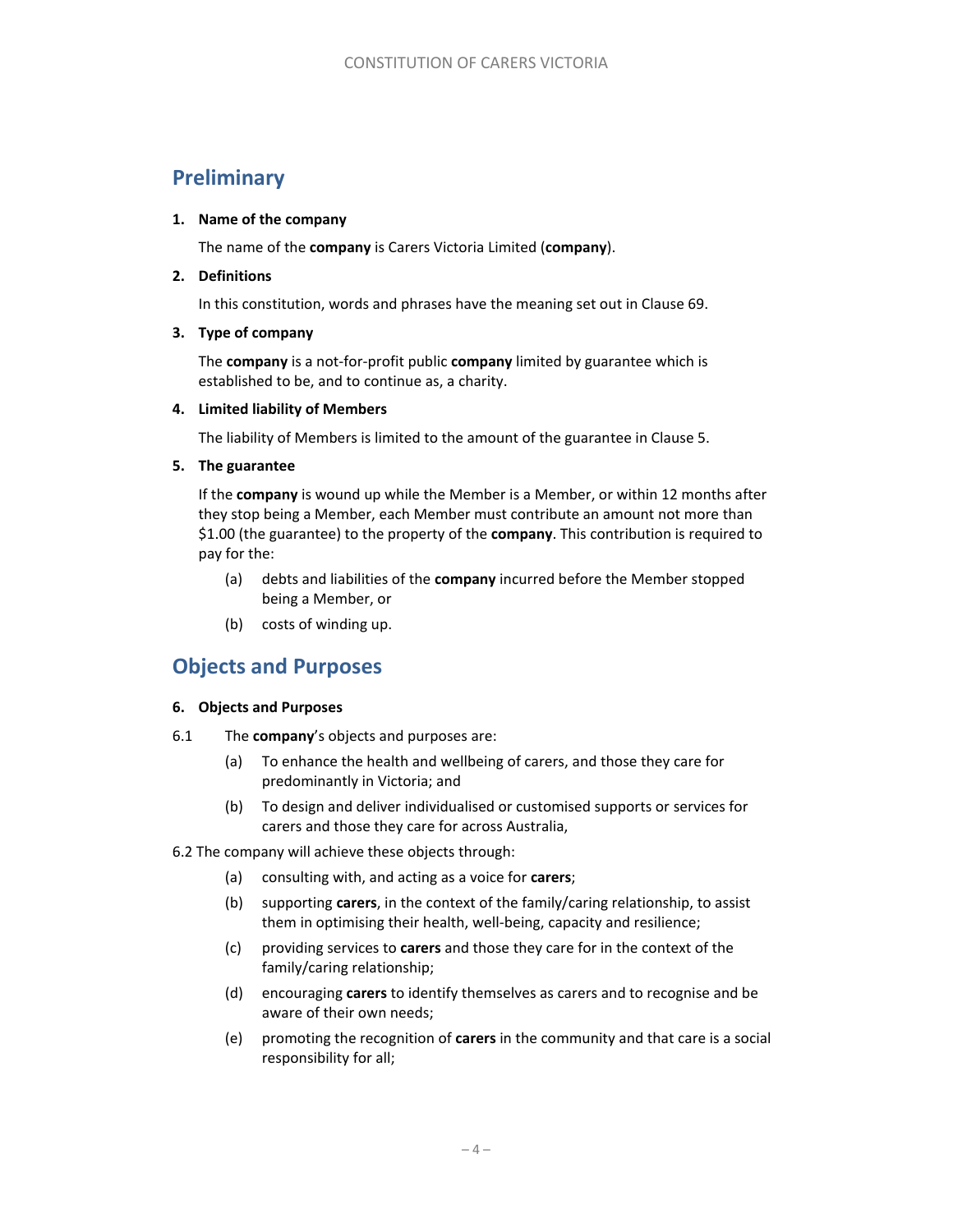## Preliminary

**1. Name of the company**

The name of the **company** is Carers Victoria Limited (**company**).

**2. Definitions**

In this constitution, words and phrases have the meaning set out in Clause 69.

**3. Type of company**

The **company** is a not-for-profit public **company** limited by guarantee which is established to be, and to continue as, a charity.

**4. Limited liability of Members**

The liability of Members is limited to the amount of the guarantee in Clause 5.

**5. The guarantee**

If the **company** is wound up while the Member is a Member, or within 12 months after they stop being a Member, each Member must contribute an amount not more than $1.00 (the guarantee) to the property of the **company**. This contribution is required to pay for the:

(a) debts and liabilities of the **company** incurred before the Member stopped being a Member, or

(b) costs of winding up.

## Objects and Purposes

**6. Objects and Purposes**

6.1 The **company**'s objects and purposes are:

(a) To enhance the health and wellbeing of carers, and those they care for predominantly in Victoria; and

(b) To design and deliver individualised or customised supports or services for carers and those they care for across Australia,

6.2 The company will achieve these objects through:

(a) consulting with, and acting as a voice for **carers**;

(b) supporting **carers**, in the context of the family/caring relationship, to assist them in optimising their health, well-being, capacity and resilience;

(c) providing services to **carers** and those they care for in the context of the family/caring relationship;

(d) encouraging **carers** to identify themselves as carers and to recognise and be aware of their own needs;

(e) promoting the recognition of **carers** in the community and that care is a social responsibility for all;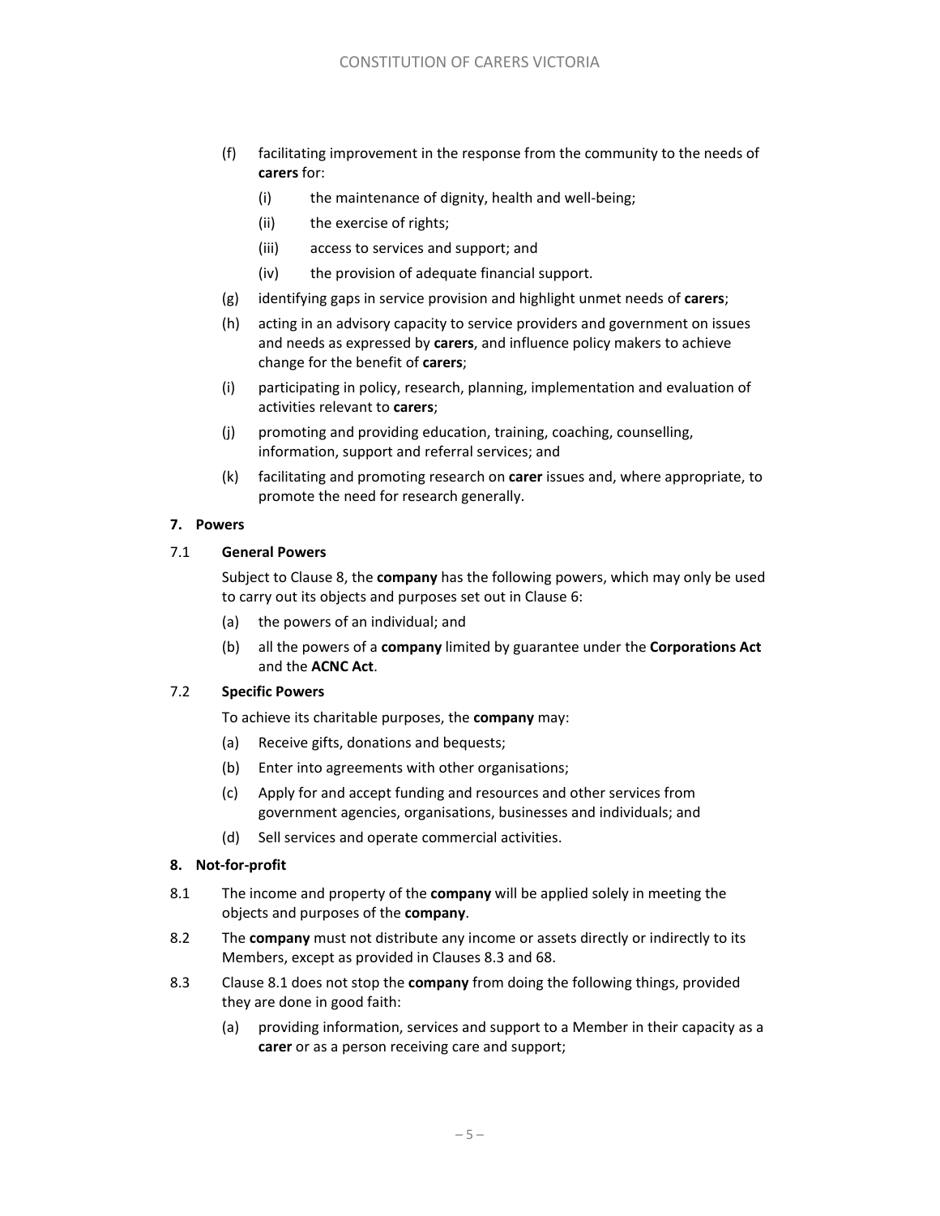(f) facilitating improvement in the response from the community to the needs of **carers** for:

   (i) the maintenance of dignity, health and well-being;

   (ii) the exercise of rights;

   (iii) access to services and support; and

   (iv) the provision of adequate financial support.

(g) identifying gaps in service provision and highlight unmet needs of **carers**;

(h) acting in an advisory capacity to service providers and government on issues and needs as expressed by **carers**, and influence policy makers to achieve change for the benefit of **carers**;

(i) participating in policy, research, planning, implementation and evaluation of activities relevant to **carers**;

(j) promoting and providing education, training, coaching, counselling, information, support and referral services; and

(k) facilitating and promoting research on **carer** issues and, where appropriate, to promote the need for research generally.

**7. Powers**

7.1 **General Powers**

Subject to Clause 8, the **company** has the following powers, which may only be used to carry out its objects and purposes set out in Clause 6:

(a) the powers of an individual; and

(b) all the powers of a **company** limited by guarantee under the **Corporations Act** and the **ACNC Act**.

7.2 **Specific Powers**

To achieve its charitable purposes, the **company** may:

(a) Receive gifts, donations and bequests;

(b) Enter into agreements with other organisations;

(c) Apply for and accept funding and resources and other services from government agencies, organisations, businesses and individuals; and

(d) Sell services and operate commercial activities.

**8. Not-for-profit**

8.1 The income and property of the **company** will be applied solely in meeting the objects and purposes of the **company**.

8.2 The **company** must not distribute any income or assets directly or indirectly to its Members, except as provided in Clauses 8.3 and 68.

8.3 Clause 8.1 does not stop the **company** from doing the following things, provided they are done in good faith:

(a) providing information, services and support to a Member in their capacity as a **carer** or as a person receiving care and support;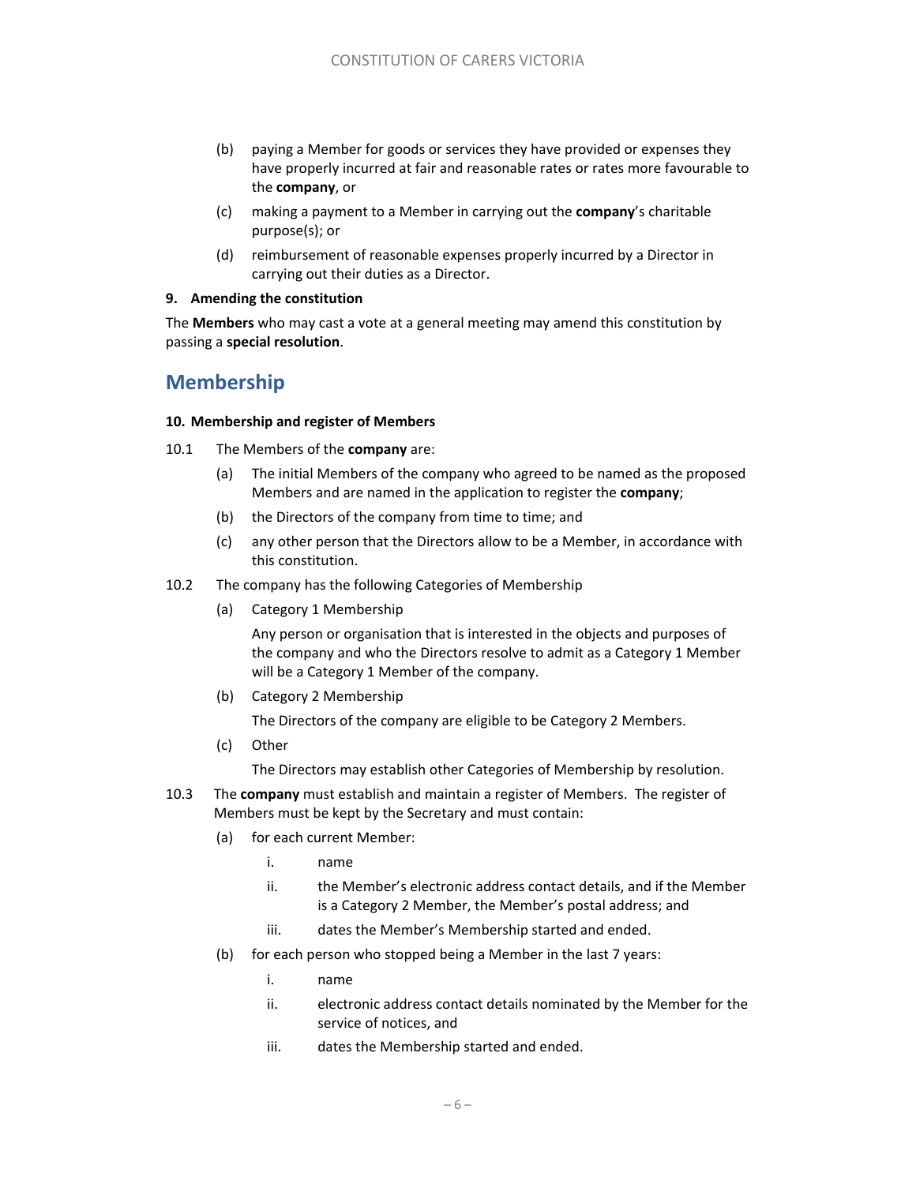(b) paying a Member for goods or services they have provided or expenses they have properly incurred at fair and reasonable rates or rates more favourable to the **company**, or

(c) making a payment to a Member in carrying out the **company**'s charitable purpose(s); or

(d) reimbursement of reasonable expenses properly incurred by a Director in carrying out their duties as a Director.

**9. Amending the constitution**

The **Members** who may cast a vote at a general meeting may amend this constitution by passing a **special resolution**.

## Membership

**10. Membership and register of Members**

10.1 The Members of the **company** are:

(a) The initial Members of the company who agreed to be named as the proposed Members and are named in the application to register the **company**;

(b) the Directors of the company from time to time; and

(c) any other person that the Directors allow to be a Member, in accordance with this constitution.

10.2 The company has the following Categories of Membership

(a) Category 1 Membership

Any person or organisation that is interested in the objects and purposes of the company and who the Directors resolve to admit as a Category 1 Member will be a Category 1 Member of the company.

(b) Category 2 Membership

The Directors of the company are eligible to be Category 2 Members.

(c) Other

The Directors may establish other Categories of Membership by resolution.

10.3 The **company** must establish and maintain a register of Members. The register of Members must be kept by the Secretary and must contain:

(a) for each current Member:

i. name

ii. the Member's electronic address contact details, and if the Member is a Category 2 Member, the Member's postal address; and

iii. dates the Member's Membership started and ended.

(b) for each person who stopped being a Member in the last 7 years:

i. name

ii. electronic address contact details nominated by the Member for the service of notices, and

iii. dates the Membership started and ended.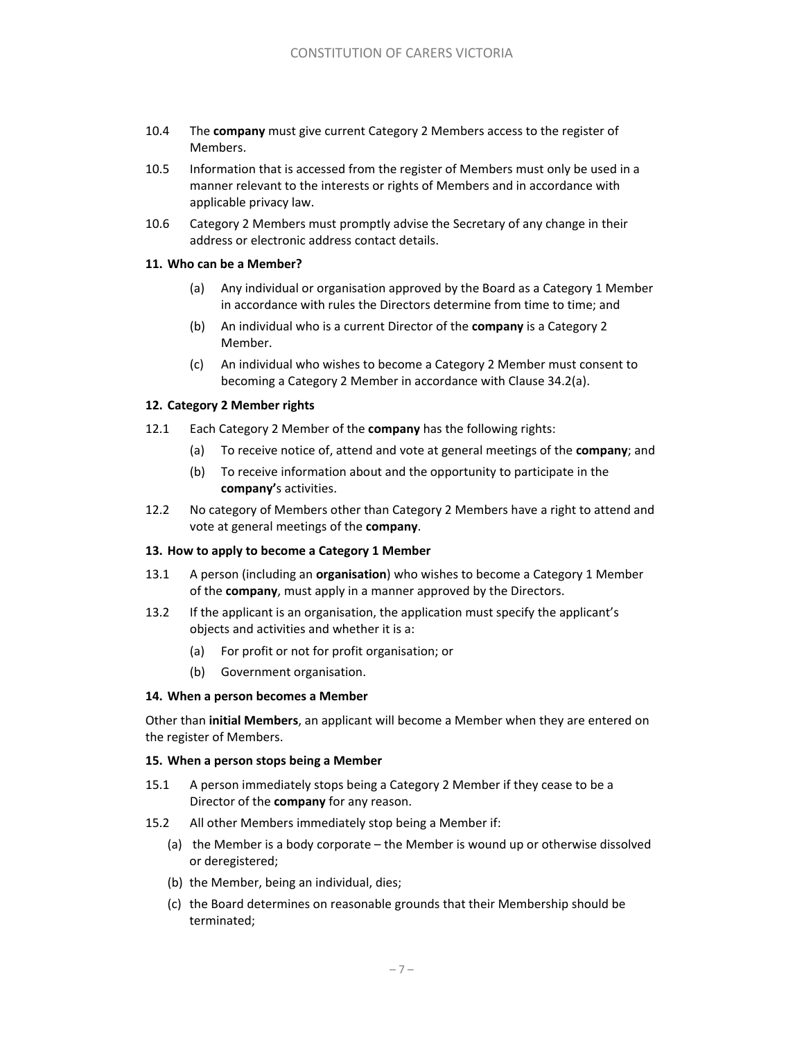10.4 The **company** must give current Category 2 Members access to the register of Members.

10.5 Information that is accessed from the register of Members must only be used in a manner relevant to the interests or rights of Members and in accordance with applicable privacy law.

10.6 Category 2 Members must promptly advise the Secretary of any change in their address or electronic address contact details.

### 11. Who can be a Member?

(a) Any individual or organisation approved by the Board as a Category 1 Member in accordance with rules the Directors determine from time to time; and

(b) An individual who is a current Director of the **company** is a Category 2 Member.

(c) An individual who wishes to become a Category 2 Member must consent to becoming a Category 2 Member in accordance with Clause 34.2(a).

### 12. Category 2 Member rights

12.1 Each Category 2 Member of the **company** has the following rights:

(a) To receive notice of, attend and vote at general meetings of the **company**; and

(b) To receive information about and the opportunity to participate in the **company'**s activities.

12.2 No category of Members other than Category 2 Members have a right to attend and vote at general meetings of the **company**.

### 13. How to apply to become a Category 1 Member

13.1 A person (including an **organisation**) who wishes to become a Category 1 Member of the **company**, must apply in a manner approved by the Directors.

13.2 If the applicant is an organisation, the application must specify the applicant's objects and activities and whether it is a:

(a) For profit or not for profit organisation; or

(b) Government organisation.

### 14. When a person becomes a Member

Other than **initial Members**, an applicant will become a Member when they are entered on the register of Members.

### 15. When a person stops being a Member

15.1 A person immediately stops being a Category 2 Member if they cease to be a Director of the **company** for any reason.

15.2 All other Members immediately stop being a Member if:

(a) the Member is a body corporate – the Member is wound up or otherwise dissolved or deregistered;

(b) the Member, being an individual, dies;

(c) the Board determines on reasonable grounds that their Membership should be terminated;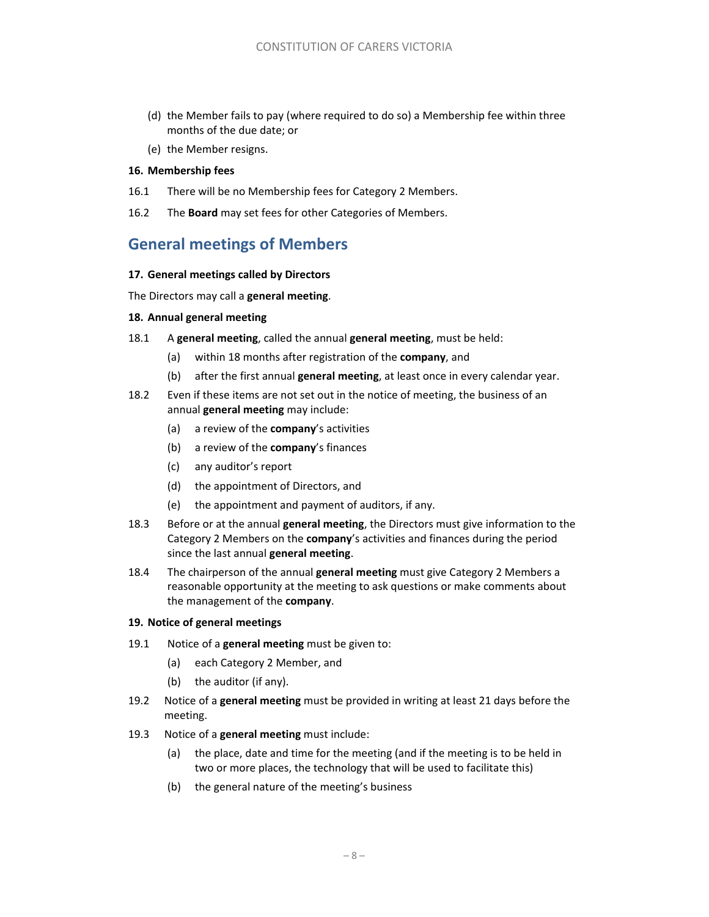(d) the Member fails to pay (where required to do so) a Membership fee within three months of the due date; or

(e) the Member resigns.

**16. Membership fees**

16.1 There will be no Membership fees for Category 2 Members.

16.2 The **Board** may set fees for other Categories of Members.

## General meetings of Members

**17. General meetings called by Directors**

The Directors may call a **general meeting**.

**18. Annual general meeting**

18.1 A **general meeting**, called the annual **general meeting**, must be held:

(a) within 18 months after registration of the **company**, and

(b) after the first annual **general meeting**, at least once in every calendar year.

18.2 Even if these items are not set out in the notice of meeting, the business of an annual **general meeting** may include:

(a) a review of the **company**'s activities

(b) a review of the **company**'s finances

(c) any auditor's report

(d) the appointment of Directors, and

(e) the appointment and payment of auditors, if any.

18.3 Before or at the annual **general meeting**, the Directors must give information to the Category 2 Members on the **company**'s activities and finances during the period since the last annual **general meeting**.

18.4 The chairperson of the annual **general meeting** must give Category 2 Members a reasonable opportunity at the meeting to ask questions or make comments about the management of the **company**.

**19. Notice of general meetings**

19.1 Notice of a **general meeting** must be given to:

(a) each Category 2 Member, and

(b) the auditor (if any).

19.2 Notice of a **general meeting** must be provided in writing at least 21 days before the meeting.

19.3 Notice of a **general meeting** must include:

(a) the place, date and time for the meeting (and if the meeting is to be held in two or more places, the technology that will be used to facilitate this)

(b) the general nature of the meeting's business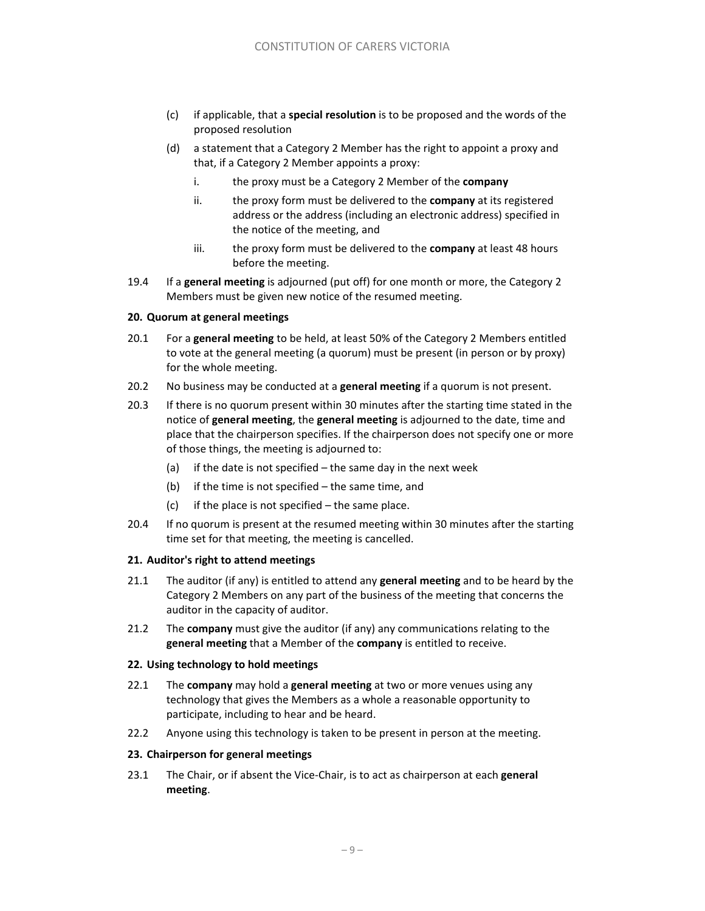(c) if applicable, that a **special resolution** is to be proposed and the words of the proposed resolution

(d) a statement that a Category 2 Member has the right to appoint a proxy and that, if a Category 2 Member appoints a proxy:

i. the proxy must be a Category 2 Member of the **company**

ii. the proxy form must be delivered to the **company** at its registered address or the address (including an electronic address) specified in the notice of the meeting, and

iii. the proxy form must be delivered to the **company** at least 48 hours before the meeting.

19.4 If a **general meeting** is adjourned (put off) for one month or more, the Category 2 Members must be given new notice of the resumed meeting.

**20. Quorum at general meetings**

20.1 For a **general meeting** to be held, at least 50% of the Category 2 Members entitled to vote at the general meeting (a quorum) must be present (in person or by proxy) for the whole meeting.

20.2 No business may be conducted at a **general meeting** if a quorum is not present.

20.3 If there is no quorum present within 30 minutes after the starting time stated in the notice of **general meeting**, the **general meeting** is adjourned to the date, time and place that the chairperson specifies. If the chairperson does not specify one or more of those things, the meeting is adjourned to:

(a) if the date is not specified – the same day in the next week

(b) if the time is not specified – the same time, and

(c) if the place is not specified – the same place.

20.4 If no quorum is present at the resumed meeting within 30 minutes after the starting time set for that meeting, the meeting is cancelled.

**21. Auditor's right to attend meetings**

21.1 The auditor (if any) is entitled to attend any **general meeting** and to be heard by the Category 2 Members on any part of the business of the meeting that concerns the auditor in the capacity of auditor.

21.2 The **company** must give the auditor (if any) any communications relating to the **general meeting** that a Member of the **company** is entitled to receive.

**22. Using technology to hold meetings**

22.1 The **company** may hold a **general meeting** at two or more venues using any technology that gives the Members as a whole a reasonable opportunity to participate, including to hear and be heard.

22.2 Anyone using this technology is taken to be present in person at the meeting.

**23. Chairperson for general meetings**

23.1 The Chair, or if absent the Vice-Chair, is to act as chairperson at each **general meeting**.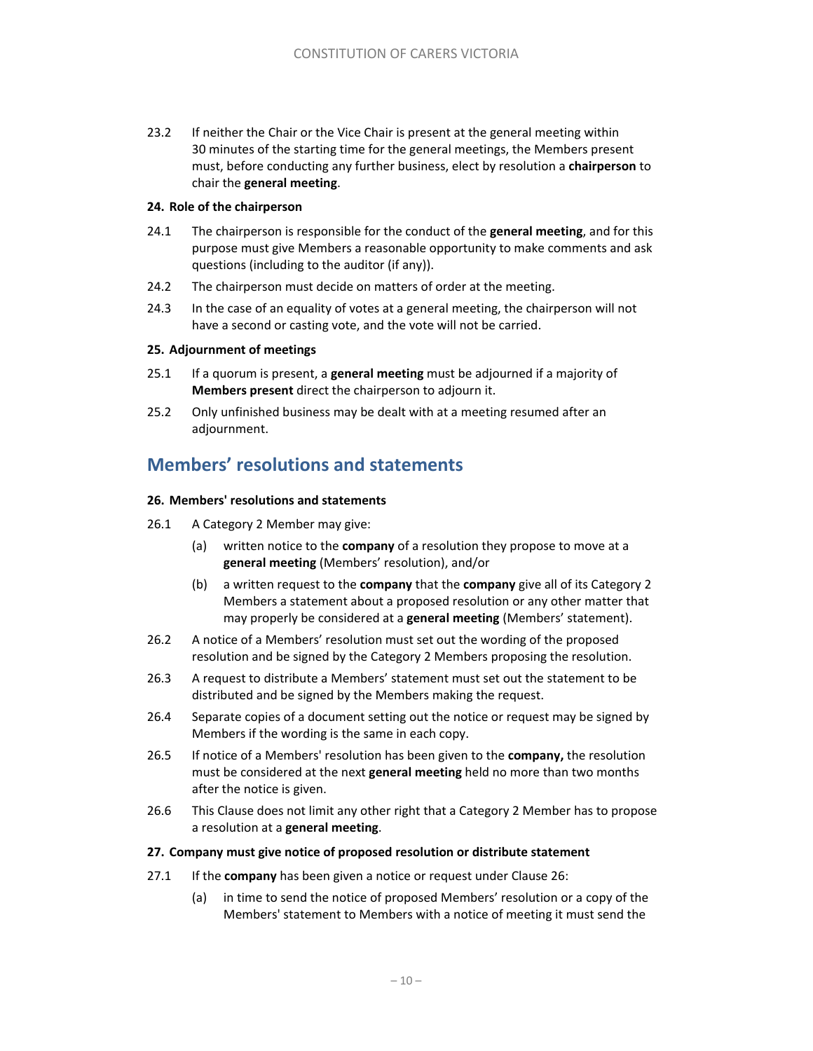23.2 If neither the Chair or the Vice Chair is present at the general meeting within 30 minutes of the starting time for the general meetings, the Members present must, before conducting any further business, elect by resolution a **chairperson** to chair the **general meeting**.

#### 24. Role of the chairperson

24.1 The chairperson is responsible for the conduct of the **general meeting**, and for this purpose must give Members a reasonable opportunity to make comments and ask questions (including to the auditor (if any)).

24.2 The chairperson must decide on matters of order at the meeting.

24.3 In the case of an equality of votes at a general meeting, the chairperson will not have a second or casting vote, and the vote will not be carried.

#### 25. Adjournment of meetings

25.1 If a quorum is present, a **general meeting** must be adjourned if a majority of **Members present** direct the chairperson to adjourn it.

25.2 Only unfinished business may be dealt with at a meeting resumed after an adjournment.

## Members' resolutions and statements

#### 26. Members' resolutions and statements

26.1 A Category 2 Member may give:

- (a) written notice to the **company** of a resolution they propose to move at a **general meeting** (Members' resolution), and/or
- (b) a written request to the **company** that the **company** give all of its Category 2 Members a statement about a proposed resolution or any other matter that may properly be considered at a **general meeting** (Members' statement).

26.2 A notice of a Members' resolution must set out the wording of the proposed resolution and be signed by the Category 2 Members proposing the resolution.

26.3 A request to distribute a Members' statement must set out the statement to be distributed and be signed by the Members making the request.

26.4 Separate copies of a document setting out the notice or request may be signed by Members if the wording is the same in each copy.

26.5 If notice of a Members' resolution has been given to the **company,** the resolution must be considered at the next **general meeting** held no more than two months after the notice is given.

26.6 This Clause does not limit any other right that a Category 2 Member has to propose a resolution at a **general meeting**.

#### 27. Company must give notice of proposed resolution or distribute statement

27.1 If the **company** has been given a notice or request under Clause 26:

- (a) in time to send the notice of proposed Members' resolution or a copy of the Members' statement to Members with a notice of meeting it must send the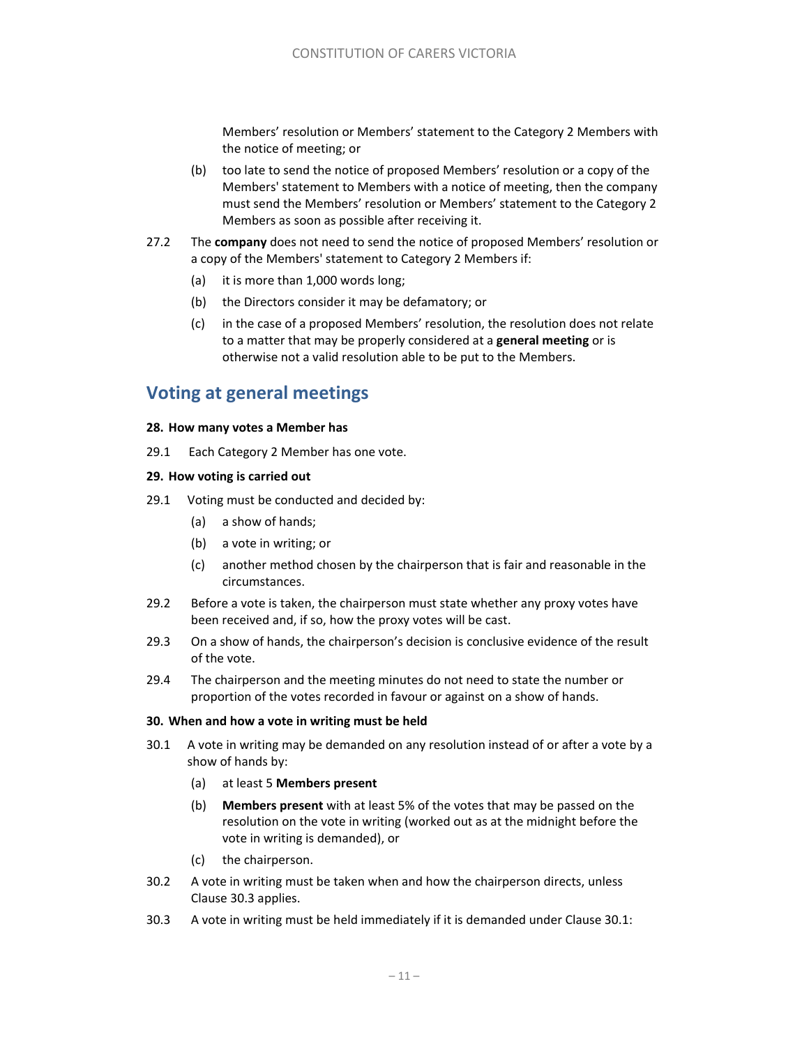Members' resolution or Members' statement to the Category 2 Members with the notice of meeting; or

(b) too late to send the notice of proposed Members' resolution or a copy of the Members' statement to Members with a notice of meeting, then the company must send the Members' resolution or Members' statement to the Category 2 Members as soon as possible after receiving it.

27.2 The **company** does not need to send the notice of proposed Members' resolution or a copy of the Members' statement to Category 2 Members if:

(a) it is more than 1,000 words long;

(b) the Directors consider it may be defamatory; or

(c) in the case of a proposed Members' resolution, the resolution does not relate to a matter that may be properly considered at a **general meeting** or is otherwise not a valid resolution able to be put to the Members.

## Voting at general meetings

**28. How many votes a Member has**

29.1 Each Category 2 Member has one vote.

**29. How voting is carried out**

29.1 Voting must be conducted and decided by:

(a) a show of hands;

(b) a vote in writing; or

(c) another method chosen by the chairperson that is fair and reasonable in the circumstances.

29.2 Before a vote is taken, the chairperson must state whether any proxy votes have been received and, if so, how the proxy votes will be cast.

29.3 On a show of hands, the chairperson's decision is conclusive evidence of the result of the vote.

29.4 The chairperson and the meeting minutes do not need to state the number or proportion of the votes recorded in favour or against on a show of hands.

**30. When and how a vote in writing must be held**

30.1 A vote in writing may be demanded on any resolution instead of or after a vote by a show of hands by:

(a) at least 5 **Members present**

(b) **Members present** with at least 5% of the votes that may be passed on the resolution on the vote in writing (worked out as at the midnight before the vote in writing is demanded), or

(c) the chairperson.

30.2 A vote in writing must be taken when and how the chairperson directs, unless Clause 30.3 applies.

30.3 A vote in writing must be held immediately if it is demanded under Clause 30.1: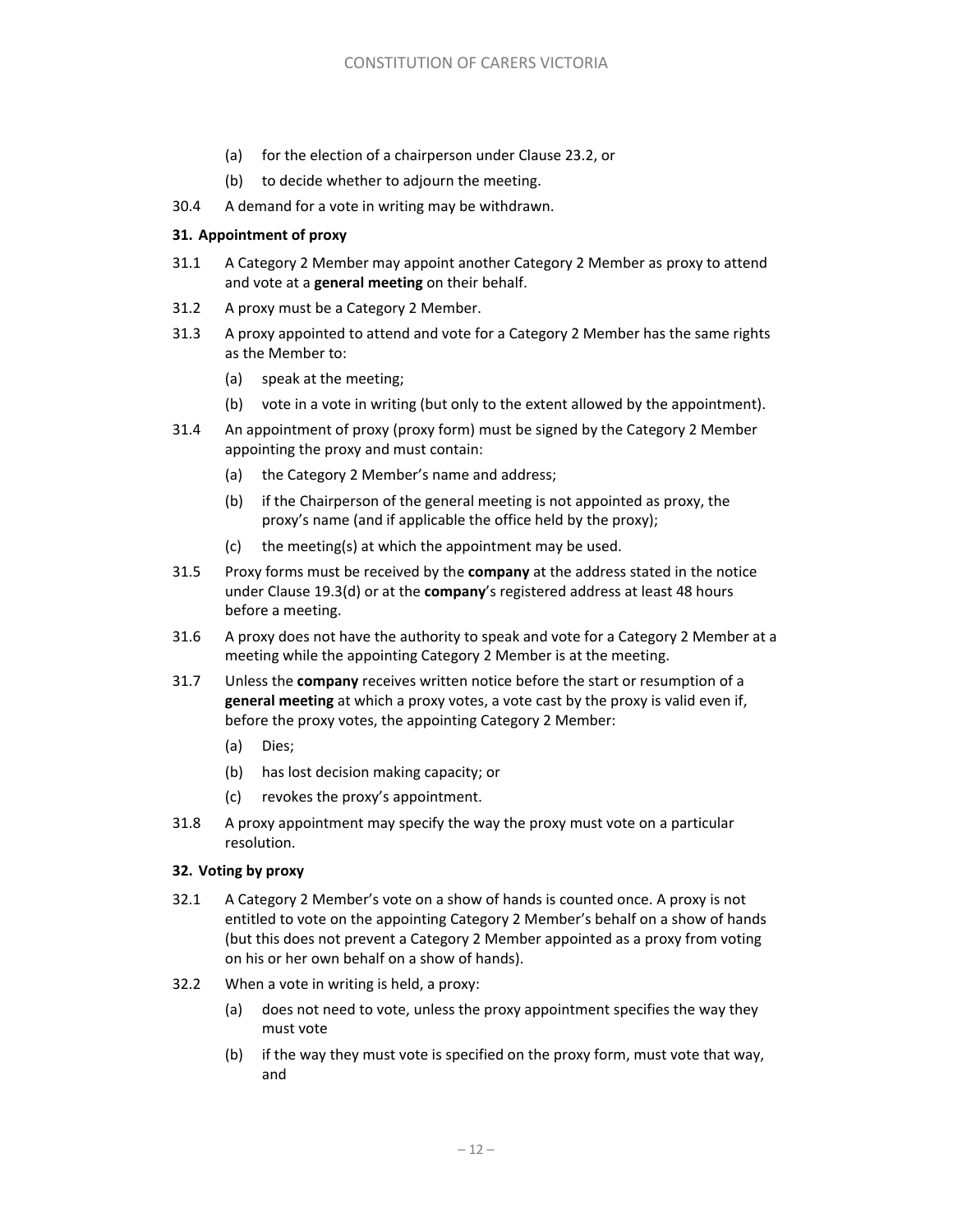(a) for the election of a chairperson under Clause 23.2, or

(b) to decide whether to adjourn the meeting.

30.4 A demand for a vote in writing may be withdrawn.

**31. Appointment of proxy**

31.1 A Category 2 Member may appoint another Category 2 Member as proxy to attend and vote at a **general meeting** on their behalf.

31.2 A proxy must be a Category 2 Member.

31.3 A proxy appointed to attend and vote for a Category 2 Member has the same rights as the Member to:

(a) speak at the meeting;

(b) vote in a vote in writing (but only to the extent allowed by the appointment).

31.4 An appointment of proxy (proxy form) must be signed by the Category 2 Member appointing the proxy and must contain:

(a) the Category 2 Member's name and address;

(b) if the Chairperson of the general meeting is not appointed as proxy, the proxy's name (and if applicable the office held by the proxy);

(c) the meeting(s) at which the appointment may be used.

31.5 Proxy forms must be received by the **company** at the address stated in the notice under Clause 19.3(d) or at the **company**'s registered address at least 48 hours before a meeting.

31.6 A proxy does not have the authority to speak and vote for a Category 2 Member at a meeting while the appointing Category 2 Member is at the meeting.

31.7 Unless the **company** receives written notice before the start or resumption of a **general meeting** at which a proxy votes, a vote cast by the proxy is valid even if, before the proxy votes, the appointing Category 2 Member:

(a) Dies;

(b) has lost decision making capacity; or

(c) revokes the proxy's appointment.

31.8 A proxy appointment may specify the way the proxy must vote on a particular resolution.

**32. Voting by proxy**

32.1 A Category 2 Member's vote on a show of hands is counted once. A proxy is not entitled to vote on the appointing Category 2 Member's behalf on a show of hands (but this does not prevent a Category 2 Member appointed as a proxy from voting on his or her own behalf on a show of hands).

32.2 When a vote in writing is held, a proxy:

(a) does not need to vote, unless the proxy appointment specifies the way they must vote

(b) if the way they must vote is specified on the proxy form, must vote that way, and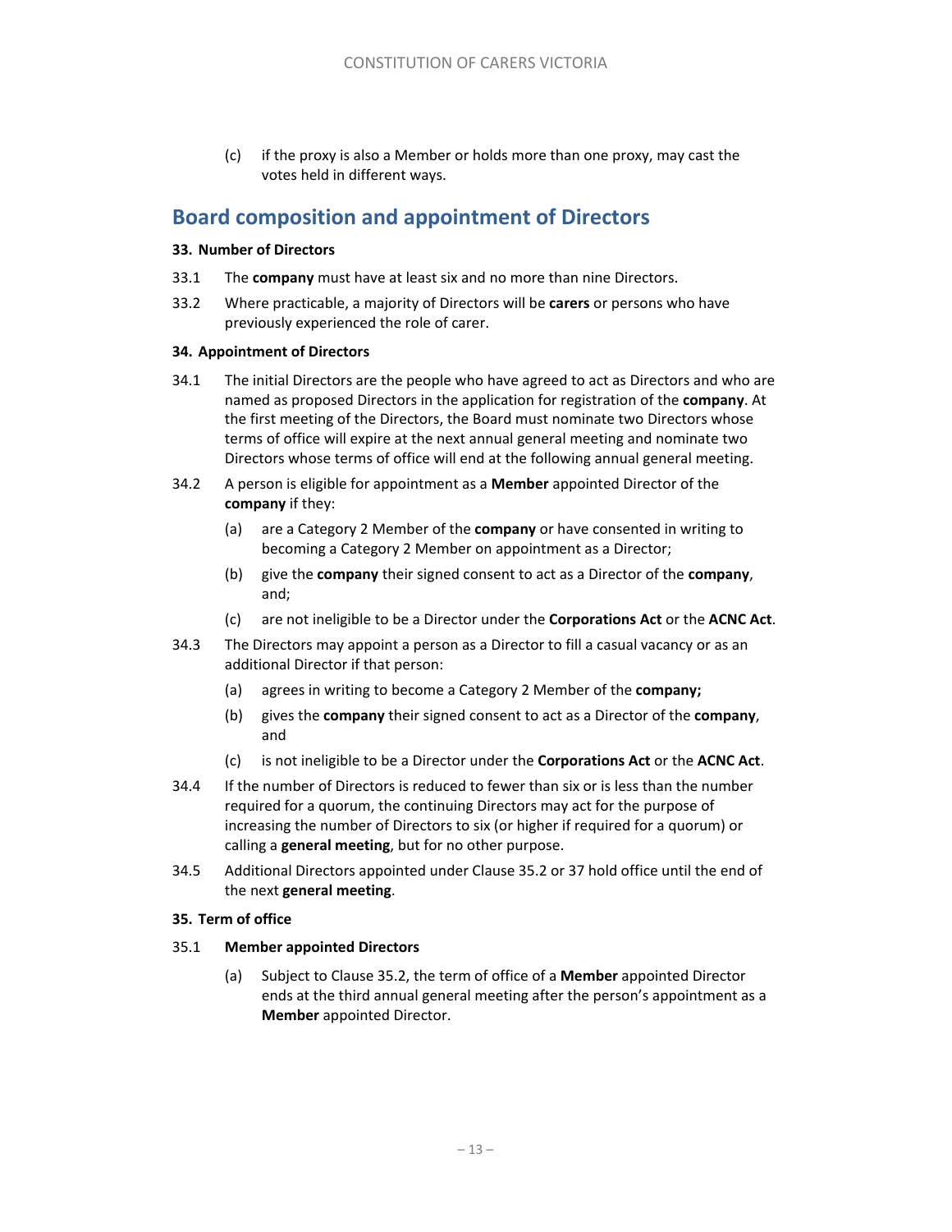(c) if the proxy is also a Member or holds more than one proxy, may cast the votes held in different ways.

## Board composition and appointment of Directors

**33. Number of Directors**

33.1 The **company** must have at least six and no more than nine Directors.

33.2 Where practicable, a majority of Directors will be **carers** or persons who have previously experienced the role of carer.

**34. Appointment of Directors**

34.1 The initial Directors are the people who have agreed to act as Directors and who are named as proposed Directors in the application for registration of the **company**. At the first meeting of the Directors, the Board must nominate two Directors whose terms of office will expire at the next annual general meeting and nominate two Directors whose terms of office will end at the following annual general meeting.

34.2 A person is eligible for appointment as a **Member** appointed Director of the **company** if they:

- (a) are a Category 2 Member of the **company** or have consented in writing to becoming a Category 2 Member on appointment as a Director;
- (b) give the **company** their signed consent to act as a Director of the **company**, and;
- (c) are not ineligible to be a Director under the **Corporations Act** or the **ACNC Act**.

34.3 The Directors may appoint a person as a Director to fill a casual vacancy or as an additional Director if that person:

- (a) agrees in writing to become a Category 2 Member of the **company;**
- (b) gives the **company** their signed consent to act as a Director of the **company**, and
- (c) is not ineligible to be a Director under the **Corporations Act** or the **ACNC Act**.

34.4 If the number of Directors is reduced to fewer than six or is less than the number required for a quorum, the continuing Directors may act for the purpose of increasing the number of Directors to six (or higher if required for a quorum) or calling a **general meeting**, but for no other purpose.

34.5 Additional Directors appointed under Clause 35.2 or 37 hold office until the end of the next **general meeting**.

**35. Term of office**

35.1 **Member appointed Directors**

- (a) Subject to Clause 35.2, the term of office of a **Member** appointed Director ends at the third annual general meeting after the person's appointment as a **Member** appointed Director.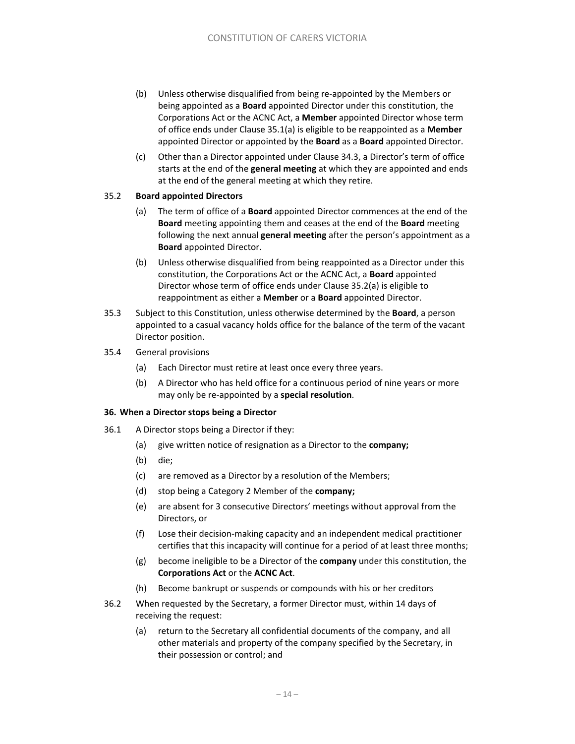(b) Unless otherwise disqualified from being re-appointed by the Members or being appointed as a **Board** appointed Director under this constitution, the Corporations Act or the ACNC Act, a **Member** appointed Director whose term of office ends under Clause 35.1(a) is eligible to be reappointed as a **Member** appointed Director or appointed by the **Board** as a **Board** appointed Director.

(c) Other than a Director appointed under Clause 34.3, a Director's term of office starts at the end of the **general meeting** at which they are appointed and ends at the end of the general meeting at which they retire.

35.2 **Board appointed Directors**

(a) The term of office of a **Board** appointed Director commences at the end of the **Board** meeting appointing them and ceases at the end of the **Board** meeting following the next annual **general meeting** after the person's appointment as a **Board** appointed Director.

(b) Unless otherwise disqualified from being reappointed as a Director under this constitution, the Corporations Act or the ACNC Act, a **Board** appointed Director whose term of office ends under Clause 35.2(a) is eligible to reappointment as either a **Member** or a **Board** appointed Director.

35.3 Subject to this Constitution, unless otherwise determined by the **Board**, a person appointed to a casual vacancy holds office for the balance of the term of the vacant Director position.

35.4 General provisions

(a) Each Director must retire at least once every three years.

(b) A Director who has held office for a continuous period of nine years or more may only be re-appointed by a **special resolution**.

**36. When a Director stops being a Director**

36.1 A Director stops being a Director if they:

(a) give written notice of resignation as a Director to the **company;**

(b) die;

(c) are removed as a Director by a resolution of the Members;

(d) stop being a Category 2 Member of the **company;**

(e) are absent for 3 consecutive Directors' meetings without approval from the Directors, or

(f) Lose their decision-making capacity and an independent medical practitioner certifies that this incapacity will continue for a period of at least three months;

(g) become ineligible to be a Director of the **company** under this constitution, the **Corporations Act** or the **ACNC Act**.

(h) Become bankrupt or suspends or compounds with his or her creditors

36.2 When requested by the Secretary, a former Director must, within 14 days of receiving the request:

(a) return to the Secretary all confidential documents of the company, and all other materials and property of the company specified by the Secretary, in their possession or control; and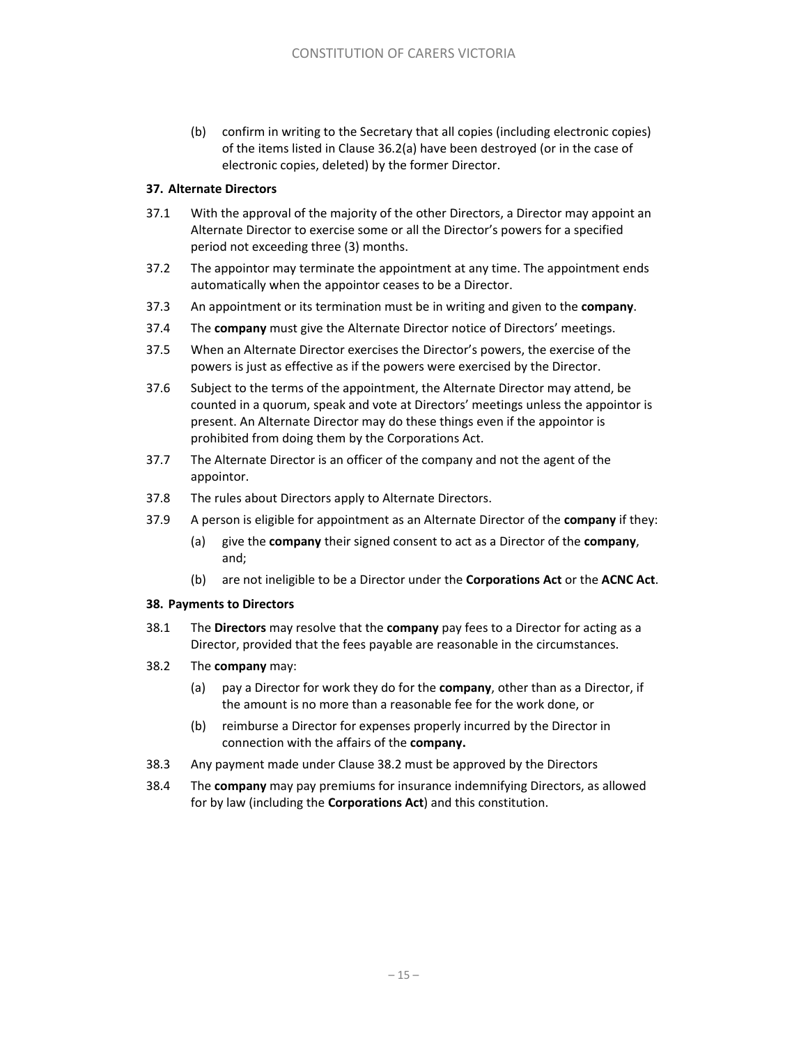(b) confirm in writing to the Secretary that all copies (including electronic copies) of the items listed in Clause 36.2(a) have been destroyed (or in the case of electronic copies, deleted) by the former Director.

**37. Alternate Directors**

37.1 With the approval of the majority of the other Directors, a Director may appoint an Alternate Director to exercise some or all the Director's powers for a specified period not exceeding three (3) months.

37.2 The appointor may terminate the appointment at any time. The appointment ends automatically when the appointor ceases to be a Director.

37.3 An appointment or its termination must be in writing and given to the **company**.

37.4 The **company** must give the Alternate Director notice of Directors' meetings.

37.5 When an Alternate Director exercises the Director's powers, the exercise of the powers is just as effective as if the powers were exercised by the Director.

37.6 Subject to the terms of the appointment, the Alternate Director may attend, be counted in a quorum, speak and vote at Directors' meetings unless the appointor is present. An Alternate Director may do these things even if the appointor is prohibited from doing them by the Corporations Act.

37.7 The Alternate Director is an officer of the company and not the agent of the appointor.

37.8 The rules about Directors apply to Alternate Directors.

37.9 A person is eligible for appointment as an Alternate Director of the **company** if they:

(a) give the **company** their signed consent to act as a Director of the **company**, and;

(b) are not ineligible to be a Director under the **Corporations Act** or the **ACNC Act**.

**38. Payments to Directors**

38.1 The **Directors** may resolve that the **company** pay fees to a Director for acting as a Director, provided that the fees payable are reasonable in the circumstances.

38.2 The **company** may:

(a) pay a Director for work they do for the **company**, other than as a Director, if the amount is no more than a reasonable fee for the work done, or

(b) reimburse a Director for expenses properly incurred by the Director in connection with the affairs of the **company.**

38.3 Any payment made under Clause 38.2 must be approved by the Directors

38.4 The **company** may pay premiums for insurance indemnifying Directors, as allowed for by law (including the **Corporations Act**) and this constitution.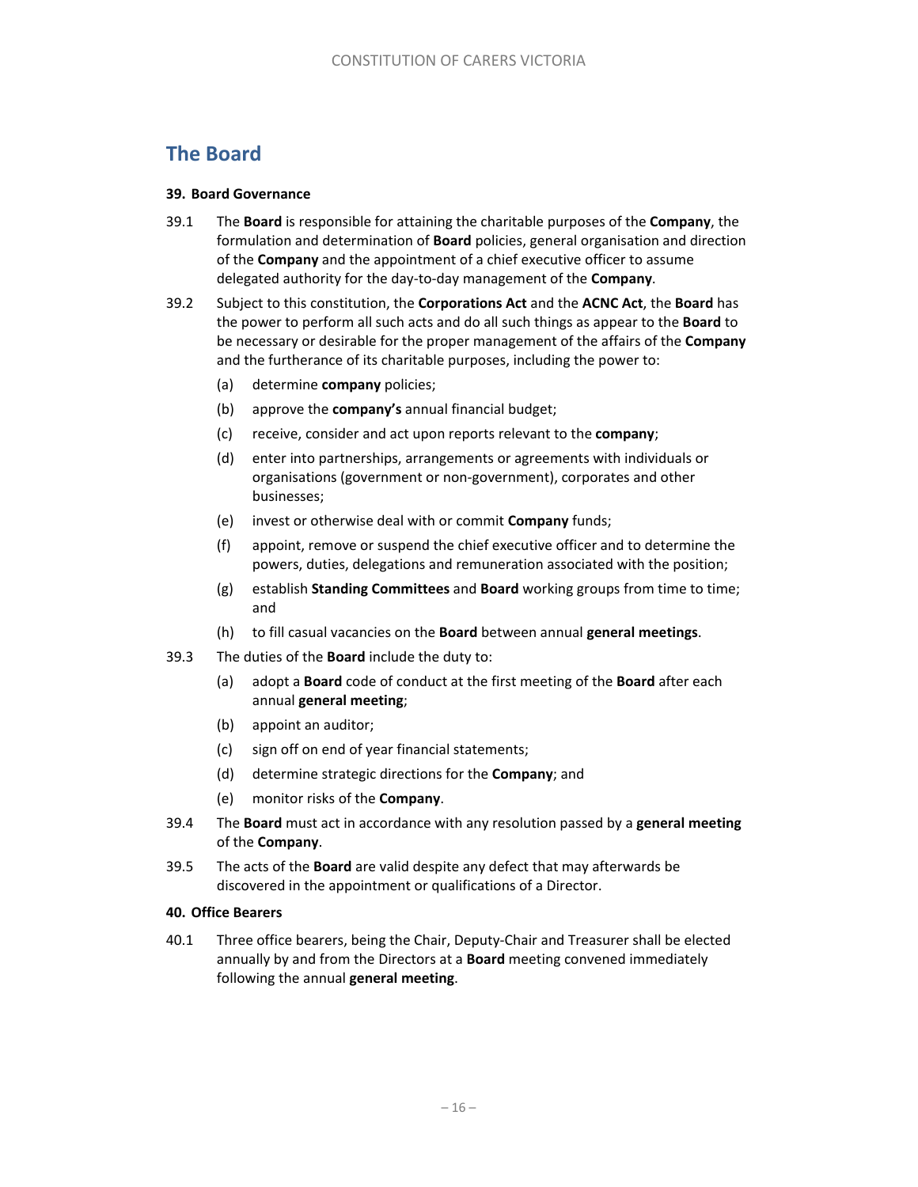## The Board

**39. Board Governance**

39.1 The **Board** is responsible for attaining the charitable purposes of the **Company**, the formulation and determination of **Board** policies, general organisation and direction of the **Company** and the appointment of a chief executive officer to assume delegated authority for the day-to-day management of the **Company**.

39.2 Subject to this constitution, the **Corporations Act** and the **ACNC Act**, the **Board** has the power to perform all such acts and do all such things as appear to the **Board** to be necessary or desirable for the proper management of the affairs of the **Company** and the furtherance of its charitable purposes, including the power to:

- (a) determine **company** policies;
- (b) approve the **company's** annual financial budget;
- (c) receive, consider and act upon reports relevant to the **company**;
- (d) enter into partnerships, arrangements or agreements with individuals or organisations (government or non-government), corporates and other businesses;
- (e) invest or otherwise deal with or commit **Company** funds;
- (f) appoint, remove or suspend the chief executive officer and to determine the powers, duties, delegations and remuneration associated with the position;
- (g) establish **Standing Committees** and **Board** working groups from time to time; and
- (h) to fill casual vacancies on the **Board** between annual **general meetings**.

39.3 The duties of the **Board** include the duty to:

- (a) adopt a **Board** code of conduct at the first meeting of the **Board** after each annual **general meeting**;
- (b) appoint an auditor;
- (c) sign off on end of year financial statements;
- (d) determine strategic directions for the **Company**; and
- (e) monitor risks of the **Company**.

39.4 The **Board** must act in accordance with any resolution passed by a **general meeting** of the **Company**.

39.5 The acts of the **Board** are valid despite any defect that may afterwards be discovered in the appointment or qualifications of a Director.

**40. Office Bearers**

40.1 Three office bearers, being the Chair, Deputy-Chair and Treasurer shall be elected annually by and from the Directors at a **Board** meeting convened immediately following the annual **general meeting**.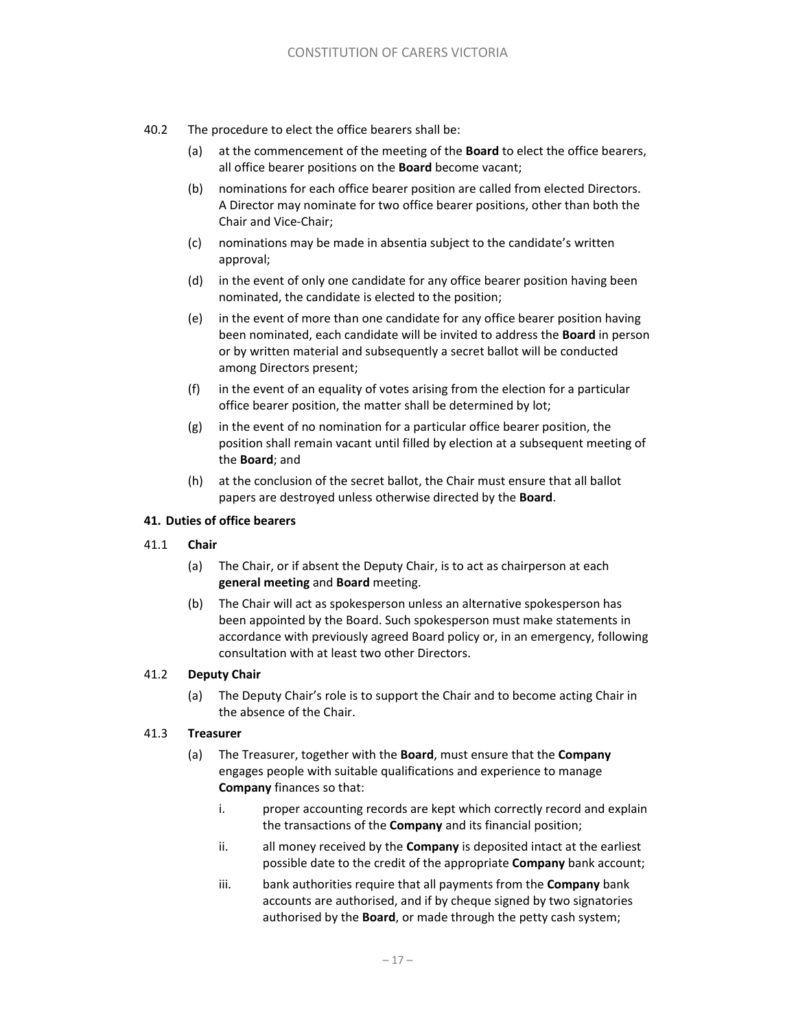40.2 The procedure to elect the office bearers shall be:

(a) at the commencement of the meeting of the **Board** to elect the office bearers, all office bearer positions on the **Board** become vacant;

(b) nominations for each office bearer position are called from elected Directors. A Director may nominate for two office bearer positions, other than both the Chair and Vice-Chair;

(c) nominations may be made in absentia subject to the candidate's written approval;

(d) in the event of only one candidate for any office bearer position having been nominated, the candidate is elected to the position;

(e) in the event of more than one candidate for any office bearer position having been nominated, each candidate will be invited to address the **Board** in person or by written material and subsequently a secret ballot will be conducted among Directors present;

(f) in the event of an equality of votes arising from the election for a particular office bearer position, the matter shall be determined by lot;

(g) in the event of no nomination for a particular office bearer position, the position shall remain vacant until filled by election at a subsequent meeting of the **Board**; and

(h) at the conclusion of the secret ballot, the Chair must ensure that all ballot papers are destroyed unless otherwise directed by the **Board**.

### 41. Duties of office bearers

41.1 **Chair**

(a) The Chair, or if absent the Deputy Chair, is to act as chairperson at each **general meeting** and **Board** meeting.

(b) The Chair will act as spokesperson unless an alternative spokesperson has been appointed by the Board. Such spokesperson must make statements in accordance with previously agreed Board policy or, in an emergency, following consultation with at least two other Directors.

41.2 **Deputy Chair**

(a) The Deputy Chair's role is to support the Chair and to become acting Chair in the absence of the Chair.

41.3 **Treasurer**

(a) The Treasurer, together with the **Board**, must ensure that the **Company** engages people with suitable qualifications and experience to manage **Company** finances so that:

i. proper accounting records are kept which correctly record and explain the transactions of the **Company** and its financial position;

ii. all money received by the **Company** is deposited intact at the earliest possible date to the credit of the appropriate **Company** bank account;

iii. bank authorities require that all payments from the **Company** bank accounts are authorised, and if by cheque signed by two signatories authorised by the **Board**, or made through the petty cash system;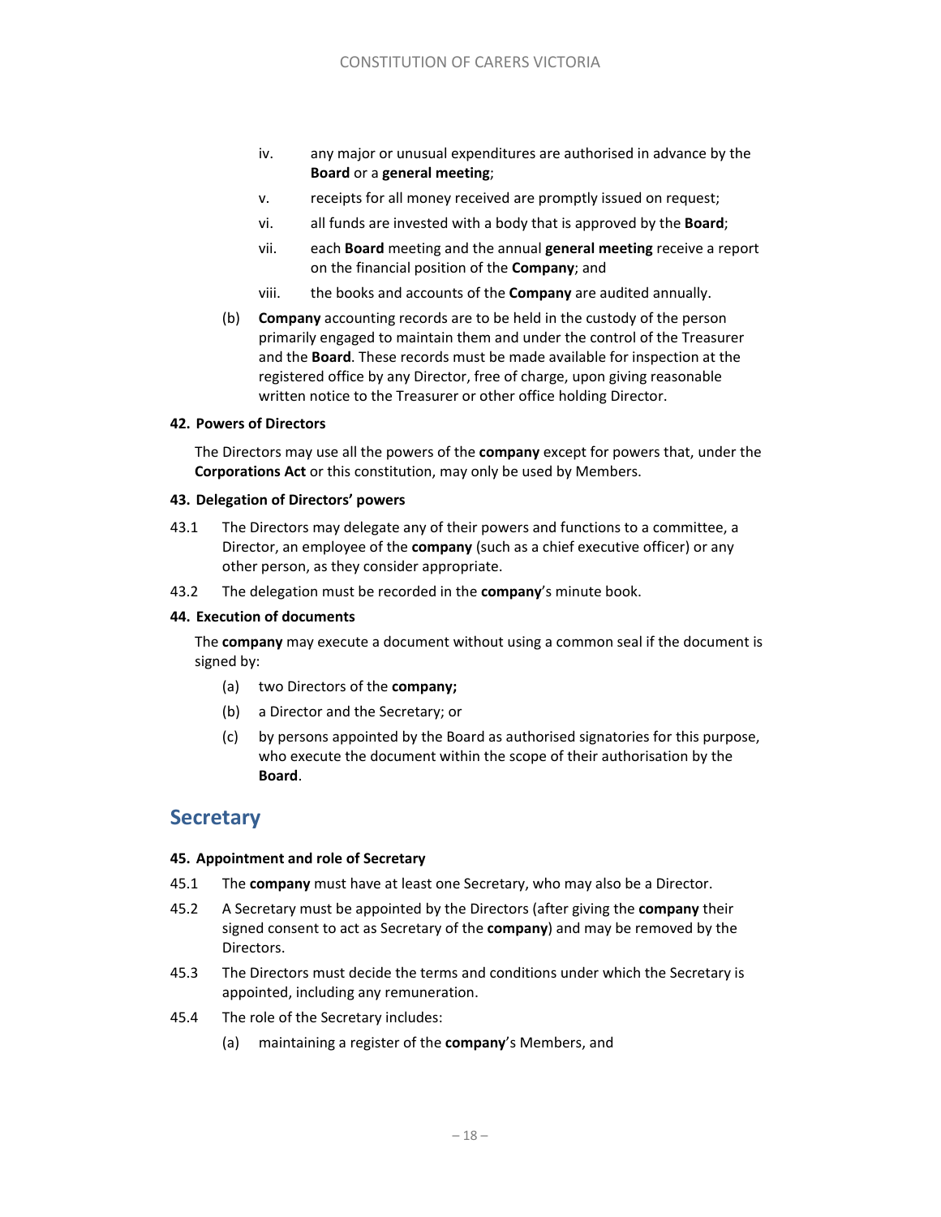iv. any major or unusual expenditures are authorised in advance by the **Board** or a **general meeting**;

v. receipts for all money received are promptly issued on request;

vi. all funds are invested with a body that is approved by the **Board**;

vii. each **Board** meeting and the annual **general meeting** receive a report on the financial position of the **Company**; and

viii. the books and accounts of the **Company** are audited annually.

(b) **Company** accounting records are to be held in the custody of the person primarily engaged to maintain them and under the control of the Treasurer and the **Board**. These records must be made available for inspection at the registered office by any Director, free of charge, upon giving reasonable written notice to the Treasurer or other office holding Director.

**42. Powers of Directors**

The Directors may use all the powers of the **company** except for powers that, under the **Corporations Act** or this constitution, may only be used by Members.

**43. Delegation of Directors' powers**

43.1 The Directors may delegate any of their powers and functions to a committee, a Director, an employee of the **company** (such as a chief executive officer) or any other person, as they consider appropriate.

43.2 The delegation must be recorded in the **company**'s minute book.

**44. Execution of documents**

The **company** may execute a document without using a common seal if the document is signed by:

(a) two Directors of the **company;**

(b) a Director and the Secretary; or

(c) by persons appointed by the Board as authorised signatories for this purpose, who execute the document within the scope of their authorisation by the **Board**.

## Secretary

**45. Appointment and role of Secretary**

45.1 The **company** must have at least one Secretary, who may also be a Director.

45.2 A Secretary must be appointed by the Directors (after giving the **company** their signed consent to act as Secretary of the **company**) and may be removed by the Directors.

45.3 The Directors must decide the terms and conditions under which the Secretary is appointed, including any remuneration.

45.4 The role of the Secretary includes:

(a) maintaining a register of the **company**'s Members, and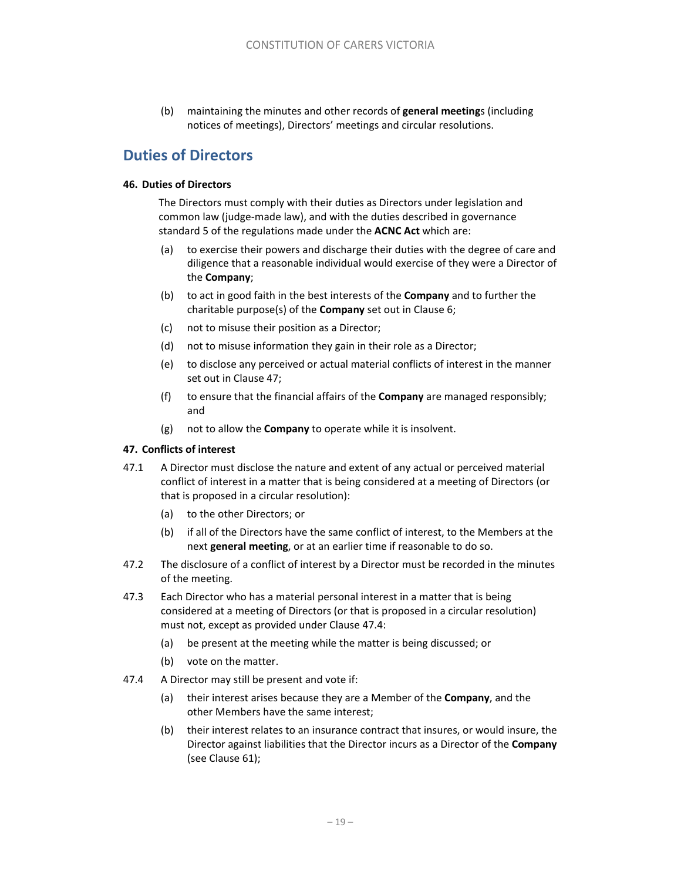(b) maintaining the minutes and other records of **general meeting**s (including notices of meetings), Directors' meetings and circular resolutions.

## Duties of Directors

### 46. Duties of Directors

The Directors must comply with their duties as Directors under legislation and common law (judge-made law), and with the duties described in governance standard 5 of the regulations made under the **ACNC Act** which are:

(a) to exercise their powers and discharge their duties with the degree of care and diligence that a reasonable individual would exercise of they were a Director of the **Company**;

(b) to act in good faith in the best interests of the **Company** and to further the charitable purpose(s) of the **Company** set out in Clause 6;

(c) not to misuse their position as a Director;

(d) not to misuse information they gain in their role as a Director;

(e) to disclose any perceived or actual material conflicts of interest in the manner set out in Clause 47;

(f) to ensure that the financial affairs of the **Company** are managed responsibly; and

(g) not to allow the **Company** to operate while it is insolvent.

### 47. Conflicts of interest

47.1 A Director must disclose the nature and extent of any actual or perceived material conflict of interest in a matter that is being considered at a meeting of Directors (or that is proposed in a circular resolution):

(a) to the other Directors; or

(b) if all of the Directors have the same conflict of interest, to the Members at the next **general meeting**, or at an earlier time if reasonable to do so.

47.2 The disclosure of a conflict of interest by a Director must be recorded in the minutes of the meeting.

47.3 Each Director who has a material personal interest in a matter that is being considered at a meeting of Directors (or that is proposed in a circular resolution) must not, except as provided under Clause 47.4:

(a) be present at the meeting while the matter is being discussed; or

(b) vote on the matter.

47.4 A Director may still be present and vote if:

(a) their interest arises because they are a Member of the **Company**, and the other Members have the same interest;

(b) their interest relates to an insurance contract that insures, or would insure, the Director against liabilities that the Director incurs as a Director of the **Company** (see Clause 61);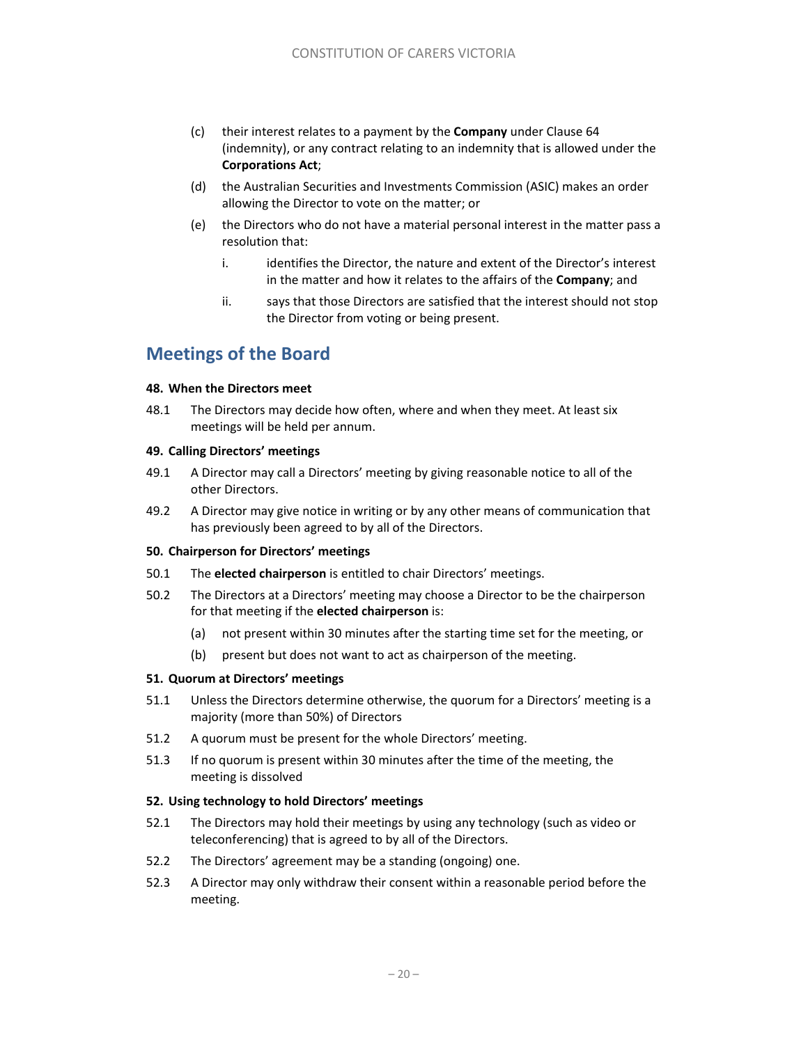(c) their interest relates to a payment by the **Company** under Clause 64 (indemnity), or any contract relating to an indemnity that is allowed under the **Corporations Act**;

(d) the Australian Securities and Investments Commission (ASIC) makes an order allowing the Director to vote on the matter; or

(e) the Directors who do not have a material personal interest in the matter pass a resolution that:

i. identifies the Director, the nature and extent of the Director's interest in the matter and how it relates to the affairs of the **Company**; and

ii. says that those Directors are satisfied that the interest should not stop the Director from voting or being present.

## Meetings of the Board

#### 48. When the Directors meet

48.1 The Directors may decide how often, where and when they meet. At least six meetings will be held per annum.

#### 49. Calling Directors' meetings

49.1 A Director may call a Directors' meeting by giving reasonable notice to all of the other Directors.

49.2 A Director may give notice in writing or by any other means of communication that has previously been agreed to by all of the Directors.

#### 50. Chairperson for Directors' meetings

50.1 The **elected chairperson** is entitled to chair Directors' meetings.

50.2 The Directors at a Directors' meeting may choose a Director to be the chairperson for that meeting if the **elected chairperson** is:

(a) not present within 30 minutes after the starting time set for the meeting, or

(b) present but does not want to act as chairperson of the meeting.

#### 51. Quorum at Directors' meetings

51.1 Unless the Directors determine otherwise, the quorum for a Directors' meeting is a majority (more than 50%) of Directors

51.2 A quorum must be present for the whole Directors' meeting.

51.3 If no quorum is present within 30 minutes after the time of the meeting, the meeting is dissolved

#### 52. Using technology to hold Directors' meetings

52.1 The Directors may hold their meetings by using any technology (such as video or teleconferencing) that is agreed to by all of the Directors.

52.2 The Directors' agreement may be a standing (ongoing) one.

52.3 A Director may only withdraw their consent within a reasonable period before the meeting.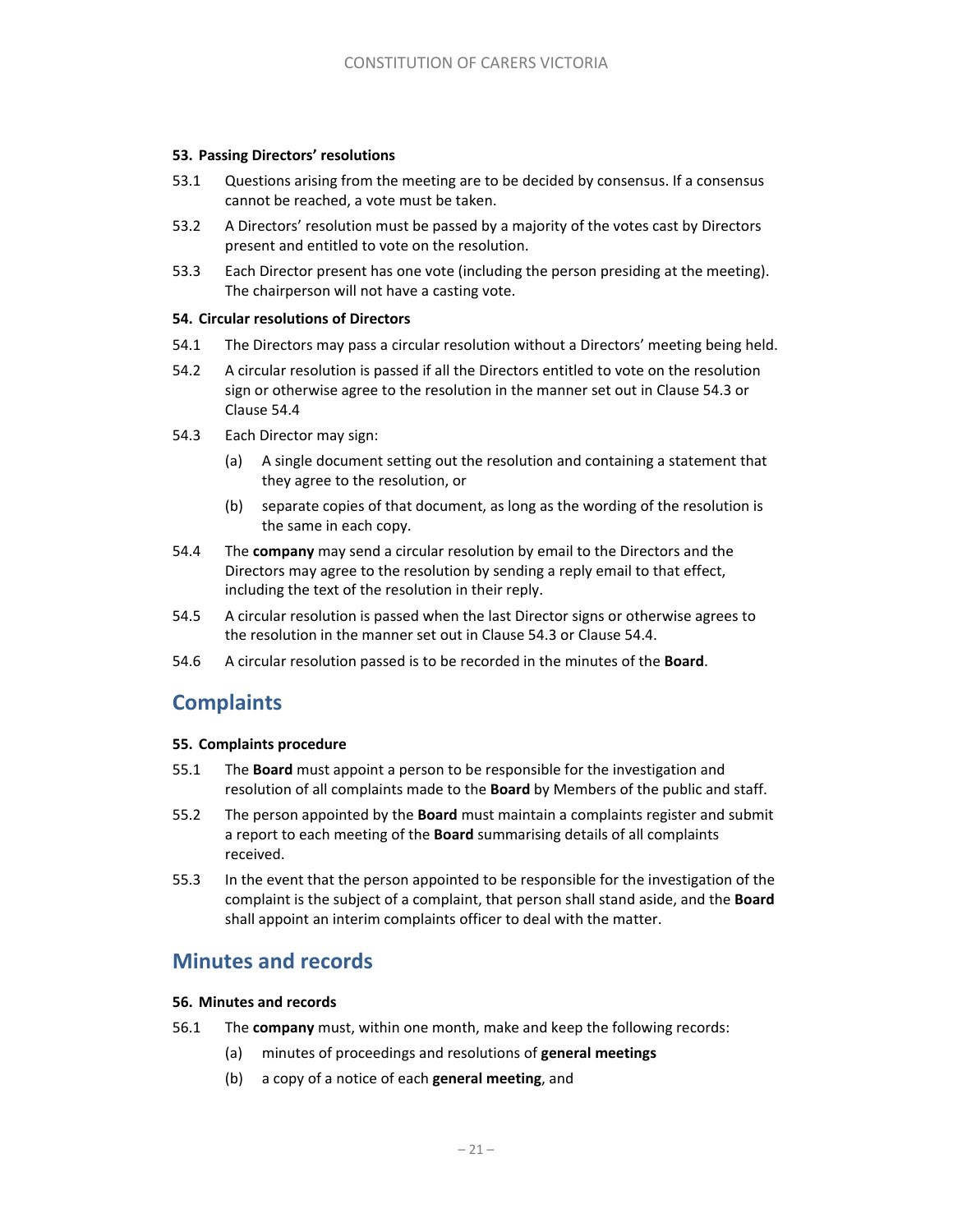#### 53. Passing Directors' resolutions

53.1 Questions arising from the meeting are to be decided by consensus. If a consensus cannot be reached, a vote must be taken.

53.2 A Directors' resolution must be passed by a majority of the votes cast by Directors present and entitled to vote on the resolution.

53.3 Each Director present has one vote (including the person presiding at the meeting). The chairperson will not have a casting vote.

#### 54. Circular resolutions of Directors

54.1 The Directors may pass a circular resolution without a Directors' meeting being held.

54.2 A circular resolution is passed if all the Directors entitled to vote on the resolution sign or otherwise agree to the resolution in the manner set out in Clause 54.3 or Clause 54.4

54.3 Each Director may sign:

- (a) A single document setting out the resolution and containing a statement that they agree to the resolution, or
- (b) separate copies of that document, as long as the wording of the resolution is the same in each copy.

54.4 The **company** may send a circular resolution by email to the Directors and the Directors may agree to the resolution by sending a reply email to that effect, including the text of the resolution in their reply.

54.5 A circular resolution is passed when the last Director signs or otherwise agrees to the resolution in the manner set out in Clause 54.3 or Clause 54.4.

54.6 A circular resolution passed is to be recorded in the minutes of the **Board**.

## Complaints

#### 55. Complaints procedure

55.1 The **Board** must appoint a person to be responsible for the investigation and resolution of all complaints made to the **Board** by Members of the public and staff.

55.2 The person appointed by the **Board** must maintain a complaints register and submit a report to each meeting of the **Board** summarising details of all complaints received.

55.3 In the event that the person appointed to be responsible for the investigation of the complaint is the subject of a complaint, that person shall stand aside, and the **Board** shall appoint an interim complaints officer to deal with the matter.

## Minutes and records

#### 56. Minutes and records

56.1 The **company** must, within one month, make and keep the following records:

- (a) minutes of proceedings and resolutions of **general meetings**
- (b) a copy of a notice of each **general meeting**, and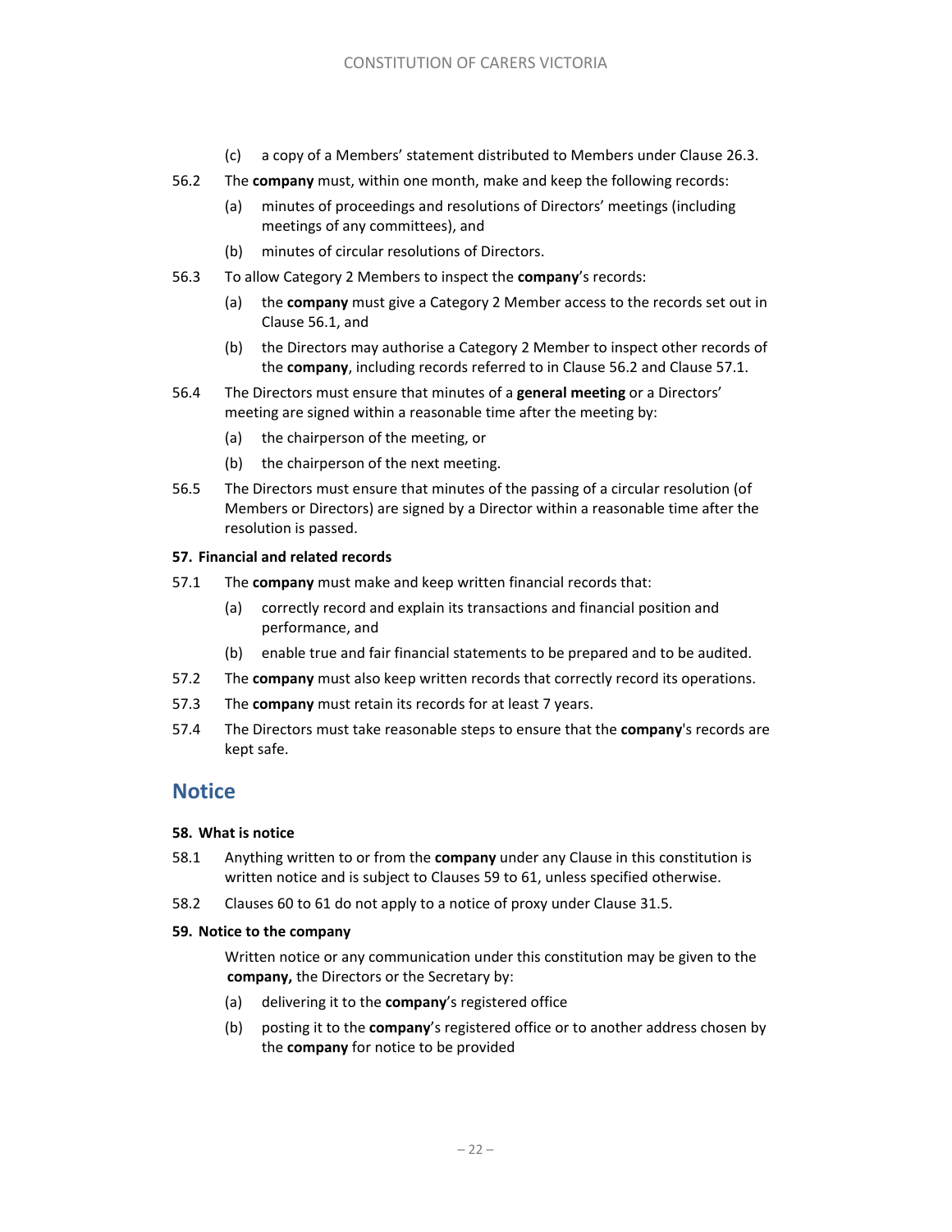(c) a copy of a Members' statement distributed to Members under Clause 26.3.

56.2 The **company** must, within one month, make and keep the following records:

(a) minutes of proceedings and resolutions of Directors' meetings (including meetings of any committees), and

(b) minutes of circular resolutions of Directors.

56.3 To allow Category 2 Members to inspect the **company**'s records:

(a) the **company** must give a Category 2 Member access to the records set out in Clause 56.1, and

(b) the Directors may authorise a Category 2 Member to inspect other records of the **company**, including records referred to in Clause 56.2 and Clause 57.1.

56.4 The Directors must ensure that minutes of a **general meeting** or a Directors' meeting are signed within a reasonable time after the meeting by:

(a) the chairperson of the meeting, or

(b) the chairperson of the next meeting.

56.5 The Directors must ensure that minutes of the passing of a circular resolution (of Members or Directors) are signed by a Director within a reasonable time after the resolution is passed.

**57. Financial and related records**

57.1 The **company** must make and keep written financial records that:

(a) correctly record and explain its transactions and financial position and performance, and

(b) enable true and fair financial statements to be prepared and to be audited.

57.2 The **company** must also keep written records that correctly record its operations.

57.3 The **company** must retain its records for at least 7 years.

57.4 The Directors must take reasonable steps to ensure that the **company**'s records are kept safe.

## Notice

**58. What is notice**

58.1 Anything written to or from the **company** under any Clause in this constitution is written notice and is subject to Clauses 59 to 61, unless specified otherwise.

58.2 Clauses 60 to 61 do not apply to a notice of proxy under Clause 31.5.

**59. Notice to the company**

Written notice or any communication under this constitution may be given to the **company,** the Directors or the Secretary by:

(a) delivering it to the **company**'s registered office

(b) posting it to the **company**'s registered office or to another address chosen by the **company** for notice to be provided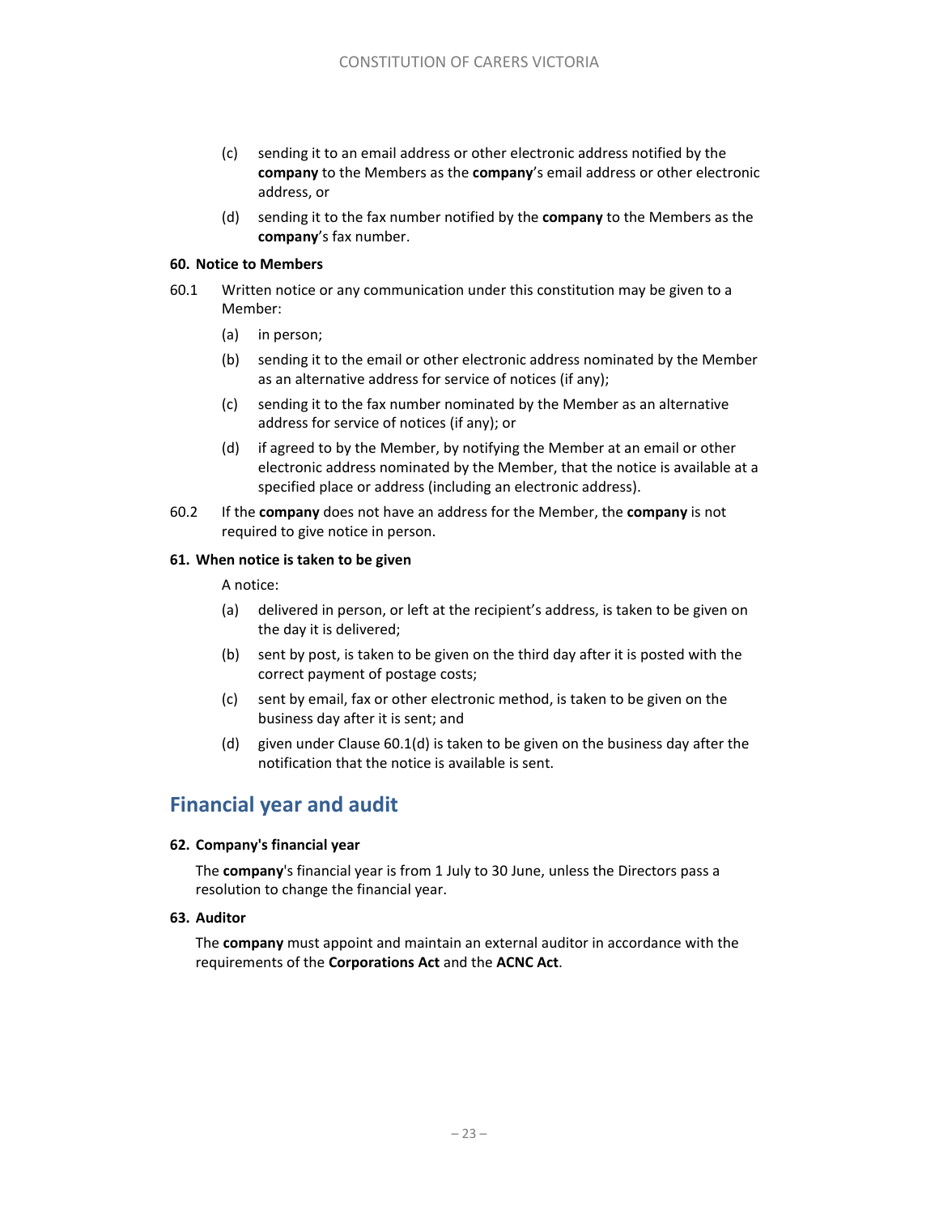(c) sending it to an email address or other electronic address notified by the **company** to the Members as the **company**'s email address or other electronic address, or

(d) sending it to the fax number notified by the **company** to the Members as the **company**'s fax number.

**60. Notice to Members**

60.1 Written notice or any communication under this constitution may be given to a Member:

(a) in person;

(b) sending it to the email or other electronic address nominated by the Member as an alternative address for service of notices (if any);

(c) sending it to the fax number nominated by the Member as an alternative address for service of notices (if any); or

(d) if agreed to by the Member, by notifying the Member at an email or other electronic address nominated by the Member, that the notice is available at a specified place or address (including an electronic address).

60.2 If the **company** does not have an address for the Member, the **company** is not required to give notice in person.

**61. When notice is taken to be given**

A notice:

(a) delivered in person, or left at the recipient's address, is taken to be given on the day it is delivered;

(b) sent by post, is taken to be given on the third day after it is posted with the correct payment of postage costs;

(c) sent by email, fax or other electronic method, is taken to be given on the business day after it is sent; and

(d) given under Clause 60.1(d) is taken to be given on the business day after the notification that the notice is available is sent.

## Financial year and audit

**62. Company's financial year**

The **company**'s financial year is from 1 July to 30 June, unless the Directors pass a resolution to change the financial year.

**63. Auditor**

The **company** must appoint and maintain an external auditor in accordance with the requirements of the **Corporations Act** and the **ACNC Act**.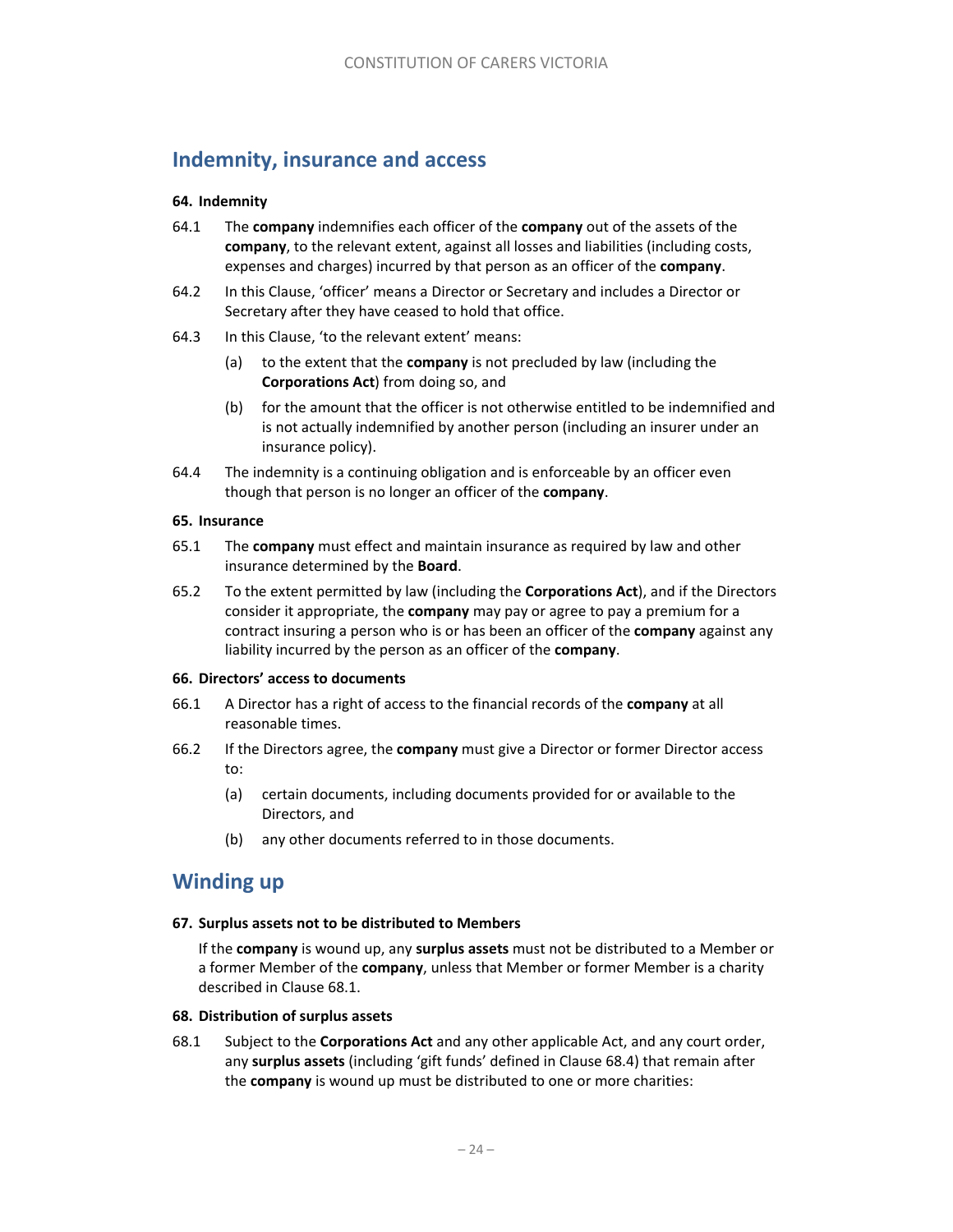## Indemnity, insurance and access

### 64. Indemnity

64.1 The **company** indemnifies each officer of the **company** out of the assets of the **company**, to the relevant extent, against all losses and liabilities (including costs, expenses and charges) incurred by that person as an officer of the **company**.

64.2 In this Clause, 'officer' means a Director or Secretary and includes a Director or Secretary after they have ceased to hold that office.

64.3 In this Clause, 'to the relevant extent' means:

(a) to the extent that the **company** is not precluded by law (including the **Corporations Act**) from doing so, and

(b) for the amount that the officer is not otherwise entitled to be indemnified and is not actually indemnified by another person (including an insurer under an insurance policy).

64.4 The indemnity is a continuing obligation and is enforceable by an officer even though that person is no longer an officer of the **company**.

### 65. Insurance

65.1 The **company** must effect and maintain insurance as required by law and other insurance determined by the **Board**.

65.2 To the extent permitted by law (including the **Corporations Act**), and if the Directors consider it appropriate, the **company** may pay or agree to pay a premium for a contract insuring a person who is or has been an officer of the **company** against any liability incurred by the person as an officer of the **company**.

### 66. Directors' access to documents

66.1 A Director has a right of access to the financial records of the **company** at all reasonable times.

66.2 If the Directors agree, the **company** must give a Director or former Director access to:

(a) certain documents, including documents provided for or available to the Directors, and

(b) any other documents referred to in those documents.

## Winding up

### 67. Surplus assets not to be distributed to Members

If the **company** is wound up, any **surplus assets** must not be distributed to a Member or a former Member of the **company**, unless that Member or former Member is a charity described in Clause 68.1.

### 68. Distribution of surplus assets

68.1 Subject to the **Corporations Act** and any other applicable Act, and any court order, any **surplus assets** (including 'gift funds' defined in Clause 68.4) that remain after the **company** is wound up must be distributed to one or more charities: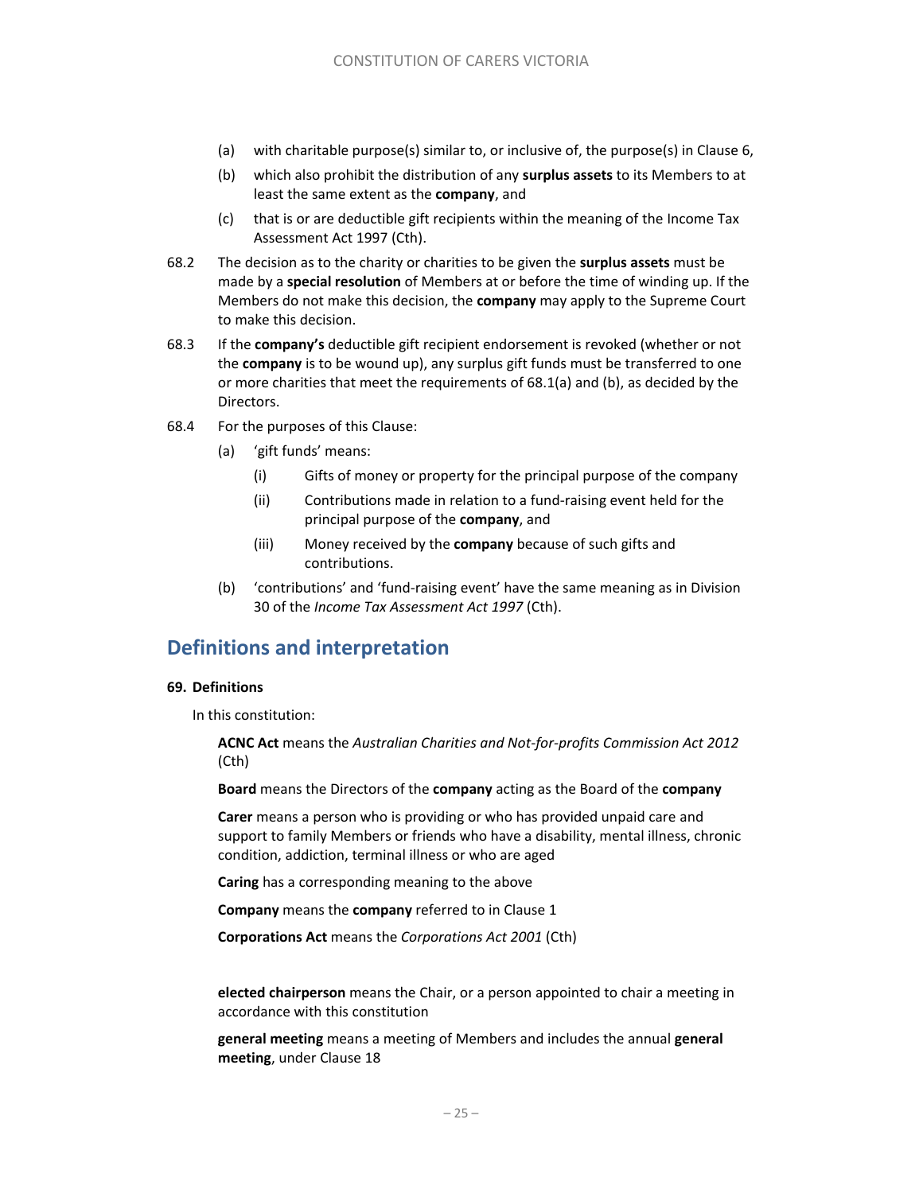(a) with charitable purpose(s) similar to, or inclusive of, the purpose(s) in Clause 6,

(b) which also prohibit the distribution of any **surplus assets** to its Members to at least the same extent as the **company**, and

(c) that is or are deductible gift recipients within the meaning of the Income Tax Assessment Act 1997 (Cth).

68.2 The decision as to the charity or charities to be given the **surplus assets** must be made by a **special resolution** of Members at or before the time of winding up. If the Members do not make this decision, the **company** may apply to the Supreme Court to make this decision.

68.3 If the **company's** deductible gift recipient endorsement is revoked (whether or not the **company** is to be wound up), any surplus gift funds must be transferred to one or more charities that meet the requirements of 68.1(a) and (b), as decided by the Directors.

68.4 For the purposes of this Clause:

(a) 'gift funds' means:

(i) Gifts of money or property for the principal purpose of the company

(ii) Contributions made in relation to a fund-raising event held for the principal purpose of the **company**, and

(iii) Money received by the **company** because of such gifts and contributions.

(b) 'contributions' and 'fund-raising event' have the same meaning as in Division 30 of the *Income Tax Assessment Act 1997* (Cth).

## Definitions and interpretation

**69. Definitions**

In this constitution:

**ACNC Act** means the *Australian Charities and Not-for-profits Commission Act 2012* (Cth)

**Board** means the Directors of the **company** acting as the Board of the **company**

**Carer** means a person who is providing or who has provided unpaid care and support to family Members or friends who have a disability, mental illness, chronic condition, addiction, terminal illness or who are aged

**Caring** has a corresponding meaning to the above

**Company** means the **company** referred to in Clause 1

**Corporations Act** means the *Corporations Act 2001* (Cth)

**elected chairperson** means the Chair, or a person appointed to chair a meeting in accordance with this constitution

**general meeting** means a meeting of Members and includes the annual **general meeting**, under Clause 18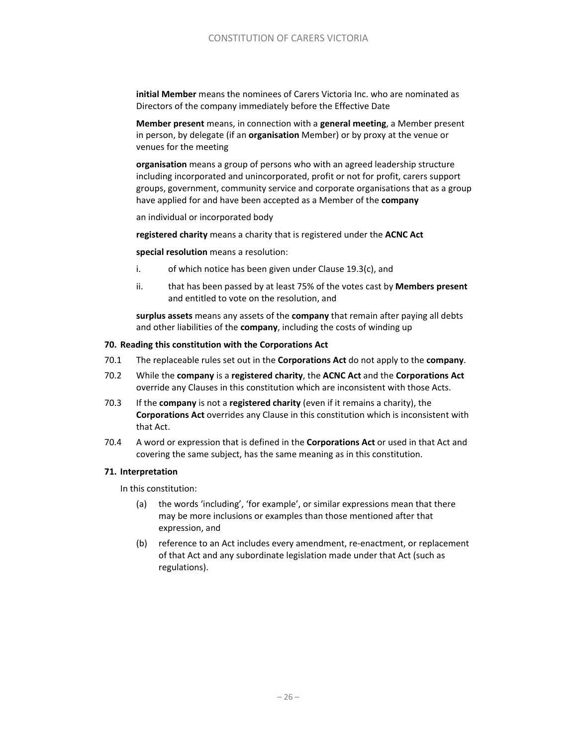**initial Member** means the nominees of Carers Victoria Inc. who are nominated as Directors of the company immediately before the Effective Date

**Member present** means, in connection with a **general meeting**, a Member present in person, by delegate (if an **organisation** Member) or by proxy at the venue or venues for the meeting

**organisation** means a group of persons who with an agreed leadership structure including incorporated and unincorporated, profit or not for profit, carers support groups, government, community service and corporate organisations that as a group have applied for and have been accepted as a Member of the **company**

an individual or incorporated body

**registered charity** means a charity that is registered under the **ACNC Act**

**special resolution** means a resolution:

i. of which notice has been given under Clause 19.3(c), and

ii. that has been passed by at least 75% of the votes cast by **Members present** and entitled to vote on the resolution, and

**surplus assets** means any assets of the **company** that remain after paying all debts and other liabilities of the **company**, including the costs of winding up

### 70. Reading this constitution with the Corporations Act

70.1 The replaceable rules set out in the **Corporations Act** do not apply to the **company**.

70.2 While the **company** is a **registered charity**, the **ACNC Act** and the **Corporations Act** override any Clauses in this constitution which are inconsistent with those Acts.

70.3 If the **company** is not a **registered charity** (even if it remains a charity), the **Corporations Act** overrides any Clause in this constitution which is inconsistent with that Act.

70.4 A word or expression that is defined in the **Corporations Act** or used in that Act and covering the same subject, has the same meaning as in this constitution.

### 71. Interpretation

In this constitution:

(a) the words 'including', 'for example', or similar expressions mean that there may be more inclusions or examples than those mentioned after that expression, and

(b) reference to an Act includes every amendment, re-enactment, or replacement of that Act and any subordinate legislation made under that Act (such as regulations).